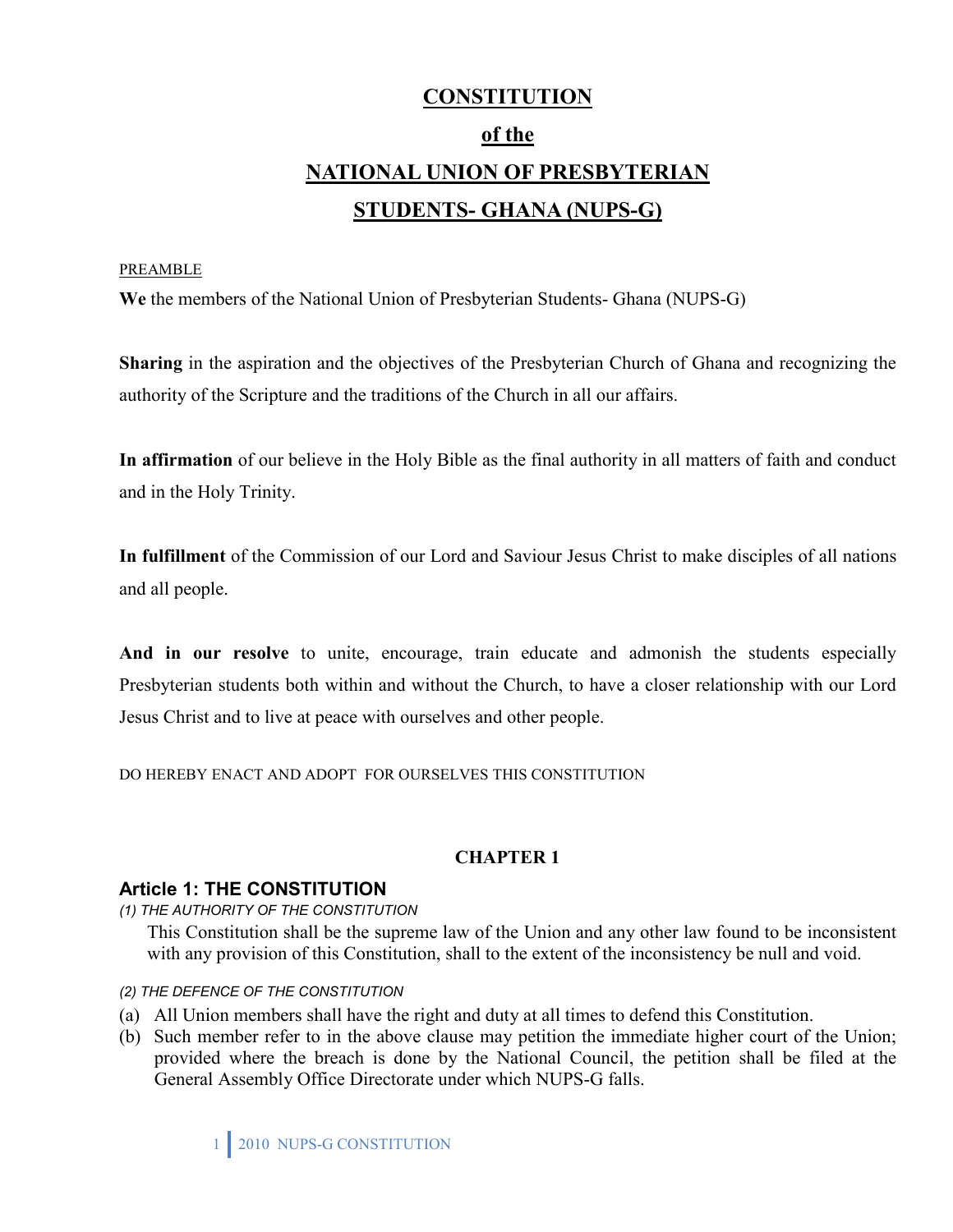# CONSTITUTION

# of the

# NATIONAL UNION OF PRESBYTERIAN STUDENTS- GHANA (NUPS-G)

PREAMBLE

**We** the members of the National Union of Presbyterian Students- Ghana (NUPS-G)

**Sharing** in the aspiration and the objectives of the Presbyterian Church of Ghana and recognizing the authority of the Scripture and the traditions of the Church in all our affairs.

**In affirmation** of our believe in the Holy Bible as the final authority in all matters of faith and conduct and in the Holy Trinity.

**In fulfillment** of the Commission of our Lord and Saviour Jesus Christ to make disciples of all nations and all people.

**And in our resolve** to unite, encourage, train educate and admonish the students especially Presbyterian students both within and without the Church, to have a closer relationship with our Lord Jesus Christ and to live at peace with ourselves and other people.

DO HEREBY ENACT AND ADOPT FOR OURSELVES THIS CONSTITUTION

## CHAPTER 1

### Article 1: THE CONSTITUTION

*(1) THE AUTHORITY OF THE CONSTITUTION*

This Constitution shall be the supreme law of the Union and any other law found to be inconsistent with any provision of this Constitution, shall to the extent of the inconsistency be null and void.

*(2) THE DEFENCE OF THE CONSTITUTION*

(a) All Union members shall have the right and duty at all times to defend this Constitution.

(b) Such member refer to in the above clause may petition the immediate higher court of the Union; provided where the breach is done by the National Council, the petition shall be filed at the General Assembly Office Directorate under which NUPS-G falls.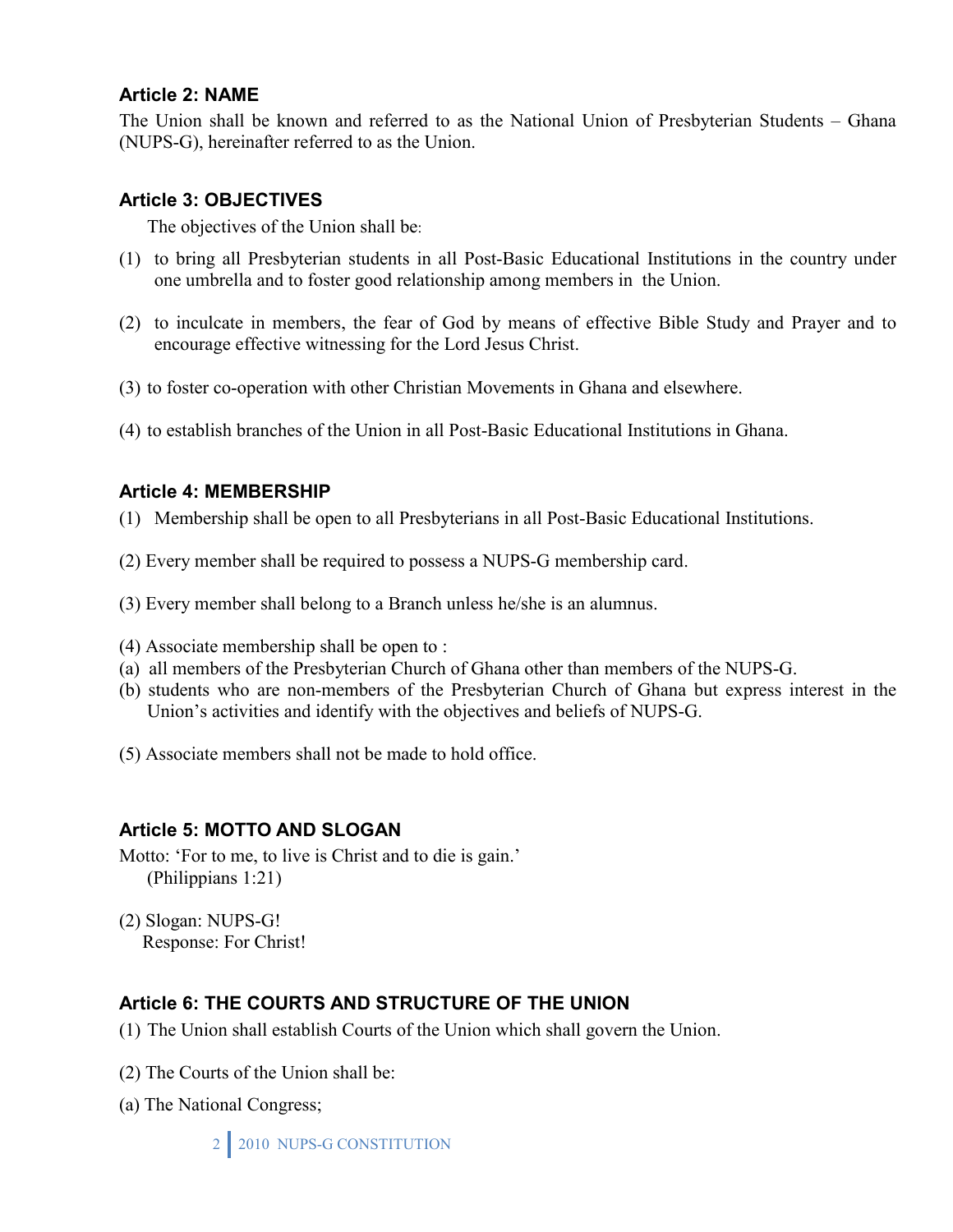### Article 2: NAME

The Union shall be known and referred to as the National Union of Presbyterian Students – Ghana (NUPS-G), hereinafter referred to as the Union.

### Article 3: OBJECTIVES

The objectives of the Union shall be:

(1) to bring all Presbyterian students in all Post-Basic Educational Institutions in the country under one umbrella and to foster good relationship among members in the Union.

(2) to inculcate in members, the fear of God by means of effective Bible Study and Prayer and to encourage effective witnessing for the Lord Jesus Christ.

(3) to foster co-operation with other Christian Movements in Ghana and elsewhere.

(4) to establish branches of the Union in all Post-Basic Educational Institutions in Ghana.

### Article 4: MEMBERSHIP

(1) Membership shall be open to all Presbyterians in all Post-Basic Educational Institutions.

(2) Every member shall be required to possess a NUPS-G membership card.

(3) Every member shall belong to a Branch unless he/she is an alumnus.

(4) Associate membership shall be open to :

(a) all members of the Presbyterian Church of Ghana other than members of the NUPS-G.

(b) students who are non-members of the Presbyterian Church of Ghana but express interest in the Union's activities and identify with the objectives and beliefs of NUPS-G.

(5) Associate members shall not be made to hold office.

### Article 5: MOTTO AND SLOGAN

Motto: 'For to me, to live is Christ and to die is gain.'
(Philippians 1:21)

(2) Slogan: NUPS-G!
Response: For Christ!

### Article 6: THE COURTS AND STRUCTURE OF THE UNION

(1) The Union shall establish Courts of the Union which shall govern the Union.

(2) The Courts of the Union shall be:

(a) The National Congress;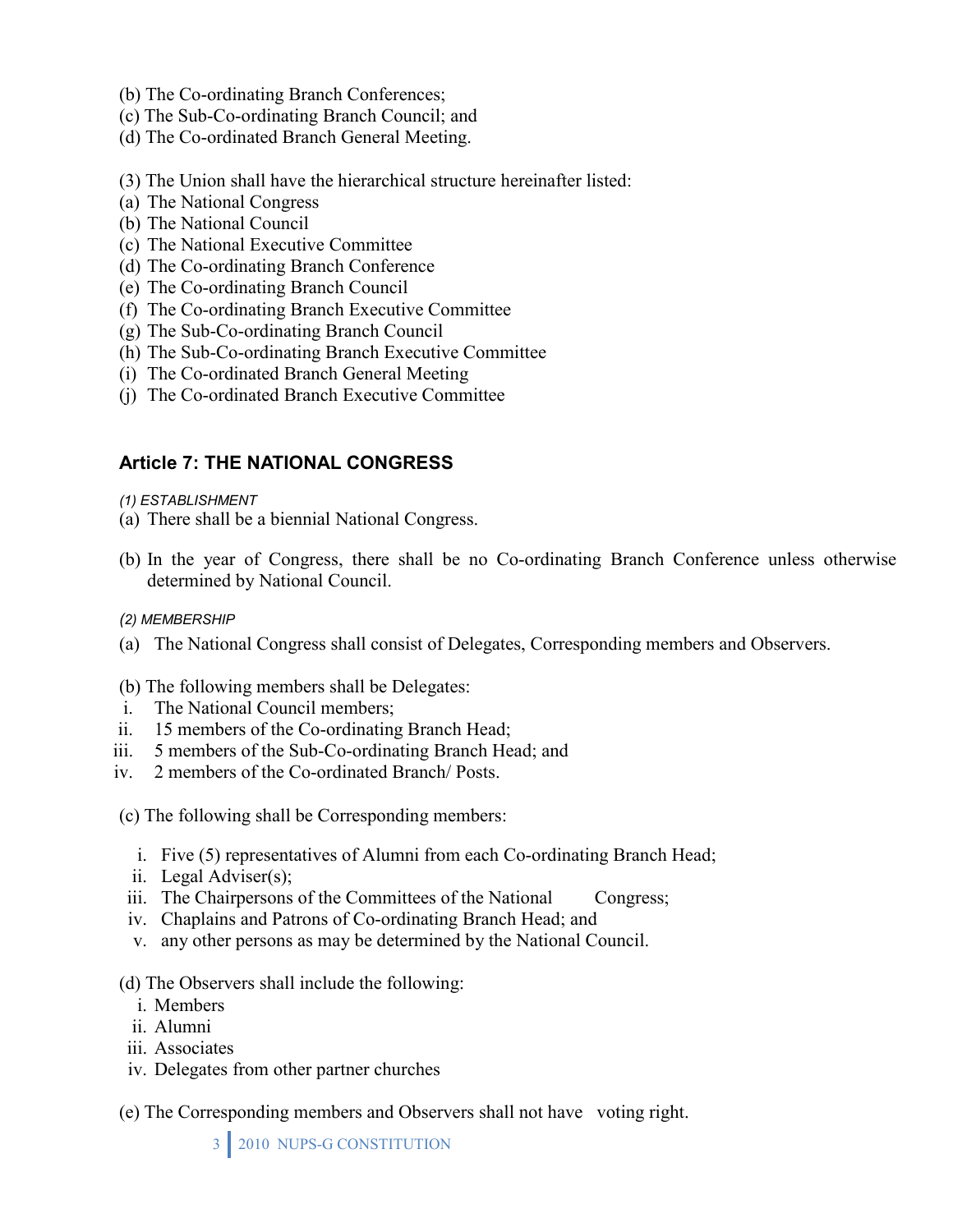(b) The Co-ordinating Branch Conferences;
(c) The Sub-Co-ordinating Branch Council; and
(d) The Co-ordinated Branch General Meeting.

(3) The Union shall have the hierarchical structure hereinafter listed:
(a) The National Congress
(b) The National Council
(c) The National Executive Committee
(d) The Co-ordinating Branch Conference
(e) The Co-ordinating Branch Council
(f) The Co-ordinating Branch Executive Committee
(g) The Sub-Co-ordinating Branch Council
(h) The Sub-Co-ordinating Branch Executive Committee
(i) The Co-ordinated Branch General Meeting
(j) The Co-ordinated Branch Executive Committee

## Article 7: THE NATIONAL CONGRESS

*(1) ESTABLISHMENT*

(a) There shall be a biennial National Congress.

(b) In the year of Congress, there shall be no Co-ordinating Branch Conference unless otherwise determined by National Council.

*(2) MEMBERSHIP*

(a) The National Congress shall consist of Delegates, Corresponding members and Observers.

(b) The following members shall be Delegates:
 i. The National Council members;
 ii. 15 members of the Co-ordinating Branch Head;
 iii. 5 members of the Sub-Co-ordinating Branch Head; and
 iv. 2 members of the Co-ordinated Branch/ Posts.

(c) The following shall be Corresponding members:
 i. Five (5) representatives of Alumni from each Co-ordinating Branch Head;
 ii. Legal Adviser(s);
 iii. The Chairpersons of the Committees of the National Congress;
 iv. Chaplains and Patrons of Co-ordinating Branch Head; and
 v. any other persons as may be determined by the National Council.

(d) The Observers shall include the following:
 i. Members
 ii. Alumni
 iii. Associates
 iv. Delegates from other partner churches

(e) The Corresponding members and Observers shall not have voting right.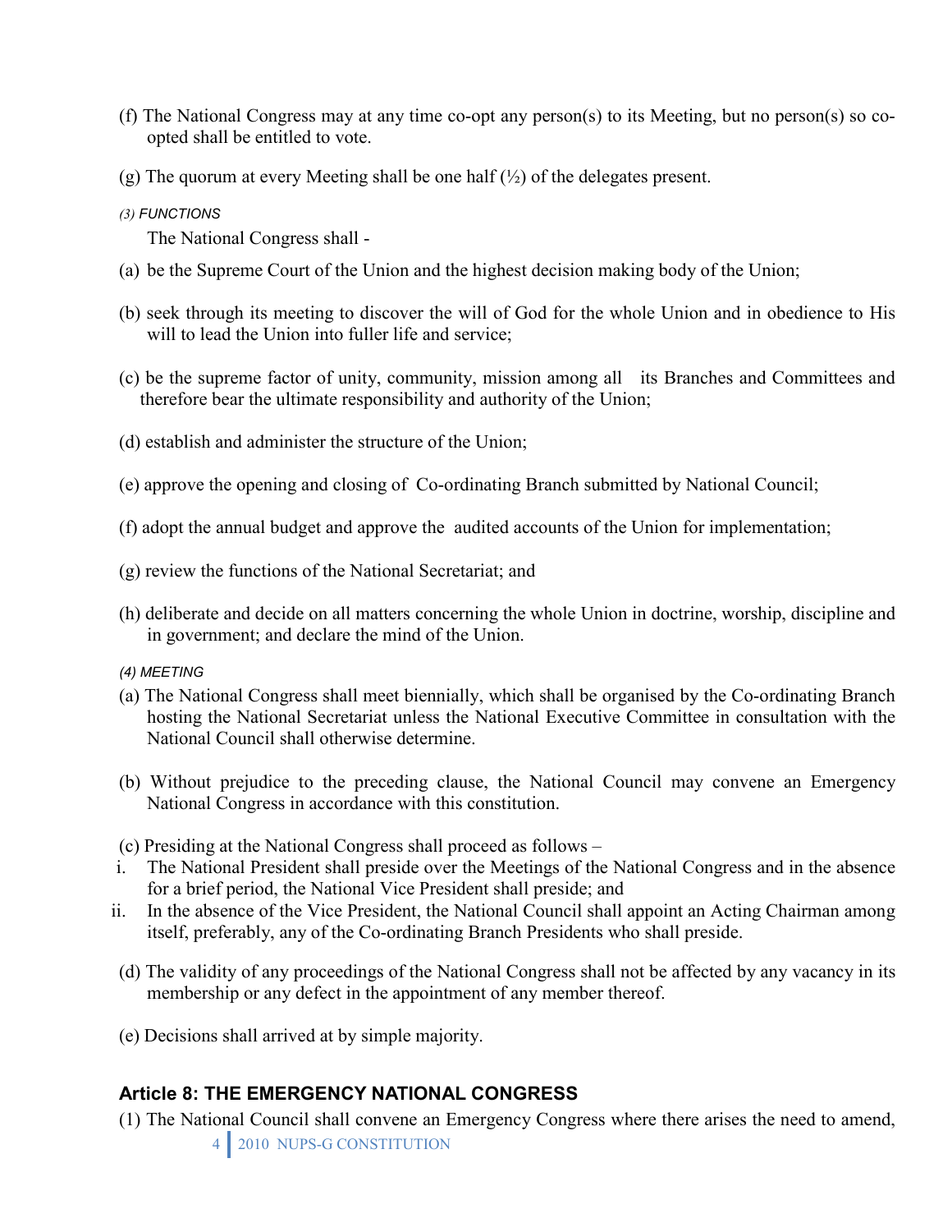(f) The National Congress may at any time co-opt any person(s) to its Meeting, but no person(s) so co-opted shall be entitled to vote.

(g) The quorum at every Meeting shall be one half (½) of the delegates present.

*(3) FUNCTIONS*

The National Congress shall -

(a) be the Supreme Court of the Union and the highest decision making body of the Union;

(b) seek through its meeting to discover the will of God for the whole Union and in obedience to His will to lead the Union into fuller life and service;

(c) be the supreme factor of unity, community, mission among all its Branches and Committees and therefore bear the ultimate responsibility and authority of the Union;

(d) establish and administer the structure of the Union;

(e) approve the opening and closing of Co-ordinating Branch submitted by National Council;

(f) adopt the annual budget and approve the audited accounts of the Union for implementation;

(g) review the functions of the National Secretariat; and

(h) deliberate and decide on all matters concerning the whole Union in doctrine, worship, discipline and in government; and declare the mind of the Union.

*(4) MEETING*

(a) The National Congress shall meet biennially, which shall be organised by the Co-ordinating Branch hosting the National Secretariat unless the National Executive Committee in consultation with the National Council shall otherwise determine.

(b) Without prejudice to the preceding clause, the National Council may convene an Emergency National Congress in accordance with this constitution.

(c) Presiding at the National Congress shall proceed as follows –

i. The National President shall preside over the Meetings of the National Congress and in the absence for a brief period, the National Vice President shall preside; and
ii. In the absence of the Vice President, the National Council shall appoint an Acting Chairman among itself, preferably, any of the Co-ordinating Branch Presidents who shall preside.

(d) The validity of any proceedings of the National Congress shall not be affected by any vacancy in its membership or any defect in the appointment of any member thereof.

(e) Decisions shall arrived at by simple majority.

## Article 8: THE EMERGENCY NATIONAL CONGRESS

(1) The National Council shall convene an Emergency Congress where there arises the need to amend,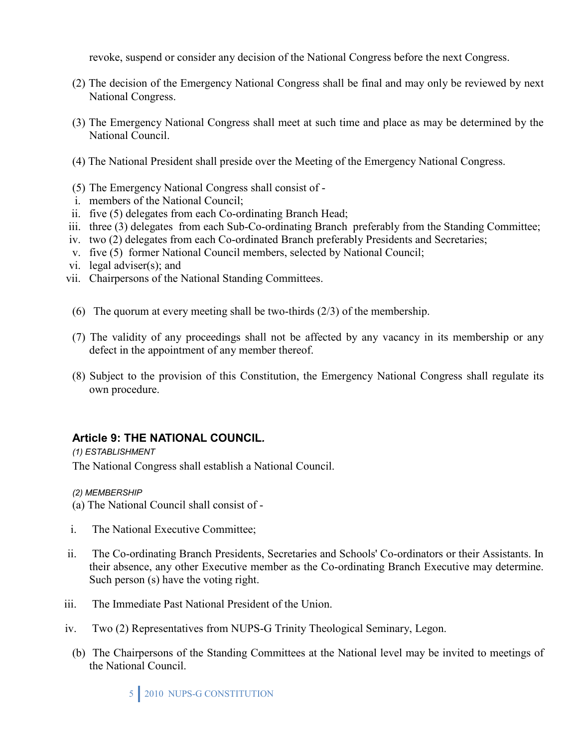revoke, suspend or consider any decision of the National Congress before the next Congress.

(2) The decision of the Emergency National Congress shall be final and may only be reviewed by next National Congress.

(3) The Emergency National Congress shall meet at such time and place as may be determined by the National Council.

(4) The National President shall preside over the Meeting of the Emergency National Congress.

(5) The Emergency National Congress shall consist of -

i. members of the National Council;
ii. five (5) delegates from each Co-ordinating Branch Head;
iii. three (3) delegates from each Sub-Co-ordinating Branch preferably from the Standing Committee;
iv. two (2) delegates from each Co-ordinated Branch preferably Presidents and Secretaries;
v. five (5) former National Council members, selected by National Council;
vi. legal adviser(s); and
vii. Chairpersons of the National Standing Committees.

(6) The quorum at every meeting shall be two-thirds (2/3) of the membership.

(7) The validity of any proceedings shall not be affected by any vacancy in its membership or any defect in the appointment of any member thereof.

(8) Subject to the provision of this Constitution, the Emergency National Congress shall regulate its own procedure.

## Article 9: THE NATIONAL COUNCIL.

*(1) ESTABLISHMENT*

The National Congress shall establish a National Council.

*(2) MEMBERSHIP*

(a) The National Council shall consist of -

i. The National Executive Committee;

ii. The Co-ordinating Branch Presidents, Secretaries and Schools' Co-ordinators or their Assistants. In their absence, any other Executive member as the Co-ordinating Branch Executive may determine. Such person (s) have the voting right.

iii. The Immediate Past National President of the Union.

iv. Two (2) Representatives from NUPS-G Trinity Theological Seminary, Legon.

(b) The Chairpersons of the Standing Committees at the National level may be invited to meetings of the National Council.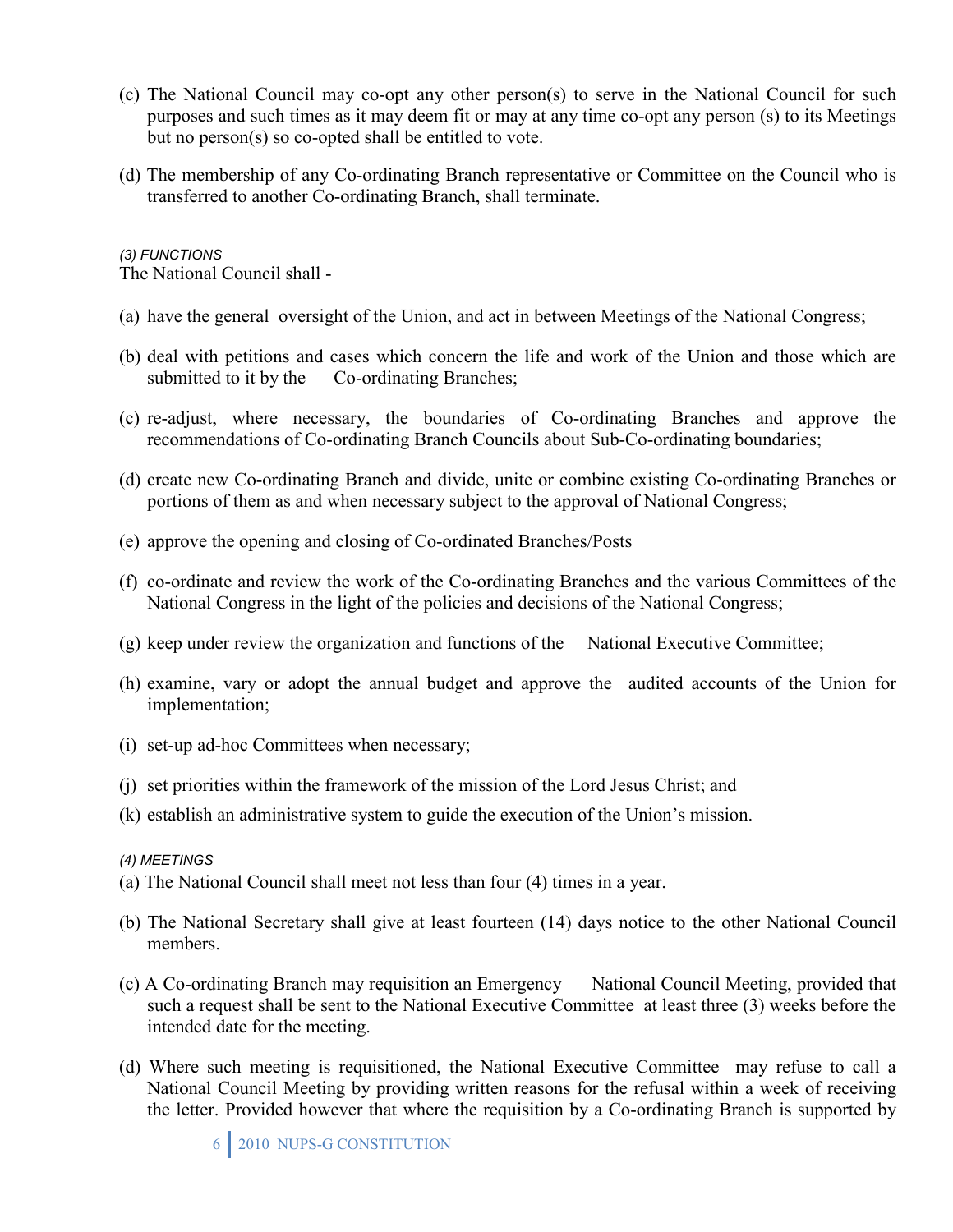(c) The National Council may co-opt any other person(s) to serve in the National Council for such purposes and such times as it may deem fit or may at any time co-opt any person (s) to its Meetings but no person(s) so co-opted shall be entitled to vote.

(d) The membership of any Co-ordinating Branch representative or Committee on the Council who is transferred to another Co-ordinating Branch, shall terminate.

*(3) FUNCTIONS*

The National Council shall -

(a) have the general oversight of the Union, and act in between Meetings of the National Congress;

(b) deal with petitions and cases which concern the life and work of the Union and those which are submitted to it by the Co-ordinating Branches;

(c) re-adjust, where necessary, the boundaries of Co-ordinating Branches and approve the recommendations of Co-ordinating Branch Councils about Sub-Co-ordinating boundaries;

(d) create new Co-ordinating Branch and divide, unite or combine existing Co-ordinating Branches or portions of them as and when necessary subject to the approval of National Congress;

(e) approve the opening and closing of Co-ordinated Branches/Posts

(f) co-ordinate and review the work of the Co-ordinating Branches and the various Committees of the National Congress in the light of the policies and decisions of the National Congress;

(g) keep under review the organization and functions of the National Executive Committee;

(h) examine, vary or adopt the annual budget and approve the audited accounts of the Union for implementation;

(i) set-up ad-hoc Committees when necessary;

(j) set priorities within the framework of the mission of the Lord Jesus Christ; and

(k) establish an administrative system to guide the execution of the Union's mission.

*(4) MEETINGS*

(a) The National Council shall meet not less than four (4) times in a year.

(b) The National Secretary shall give at least fourteen (14) days notice to the other National Council members.

(c) A Co-ordinating Branch may requisition an Emergency National Council Meeting, provided that such a request shall be sent to the National Executive Committee at least three (3) weeks before the intended date for the meeting.

(d) Where such meeting is requisitioned, the National Executive Committee may refuse to call a National Council Meeting by providing written reasons for the refusal within a week of receiving the letter. Provided however that where the requisition by a Co-ordinating Branch is supported by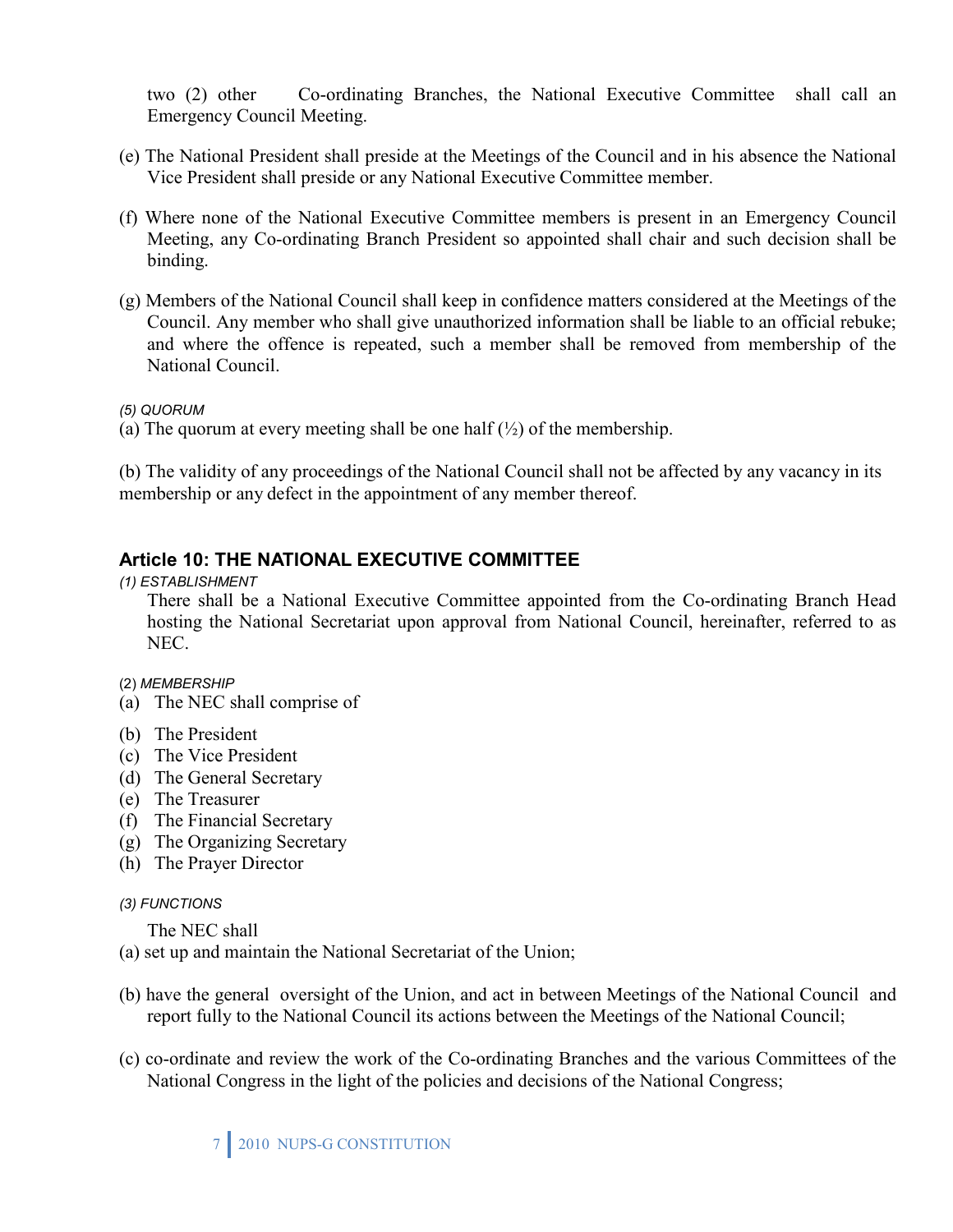two (2) other Co-ordinating Branches, the National Executive Committee shall call an Emergency Council Meeting.

(e) The National President shall preside at the Meetings of the Council and in his absence the National Vice President shall preside or any National Executive Committee member.

(f) Where none of the National Executive Committee members is present in an Emergency Council Meeting, any Co-ordinating Branch President so appointed shall chair and such decision shall be binding.

(g) Members of the National Council shall keep in confidence matters considered at the Meetings of the Council. Any member who shall give unauthorized information shall be liable to an official rebuke; and where the offence is repeated, such a member shall be removed from membership of the National Council.

*(5) QUORUM*

(a) The quorum at every meeting shall be one half (½) of the membership.

(b) The validity of any proceedings of the National Council shall not be affected by any vacancy in its membership or any defect in the appointment of any member thereof.

## Article 10: THE NATIONAL EXECUTIVE COMMITTEE

*(1) ESTABLISHMENT*

There shall be a National Executive Committee appointed from the Co-ordinating Branch Head hosting the National Secretariat upon approval from National Council, hereinafter, referred to as NEC.

(2) *MEMBERSHIP*

(a) The NEC shall comprise of

(b) The President
(c) The Vice President
(d) The General Secretary
(e) The Treasurer
(f) The Financial Secretary
(g) The Organizing Secretary
(h) The Prayer Director

*(3) FUNCTIONS*

The NEC shall

(a) set up and maintain the National Secretariat of the Union;

(b) have the general oversight of the Union, and act in between Meetings of the National Council and report fully to the National Council its actions between the Meetings of the National Council;

(c) co-ordinate and review the work of the Co-ordinating Branches and the various Committees of the National Congress in the light of the policies and decisions of the National Congress;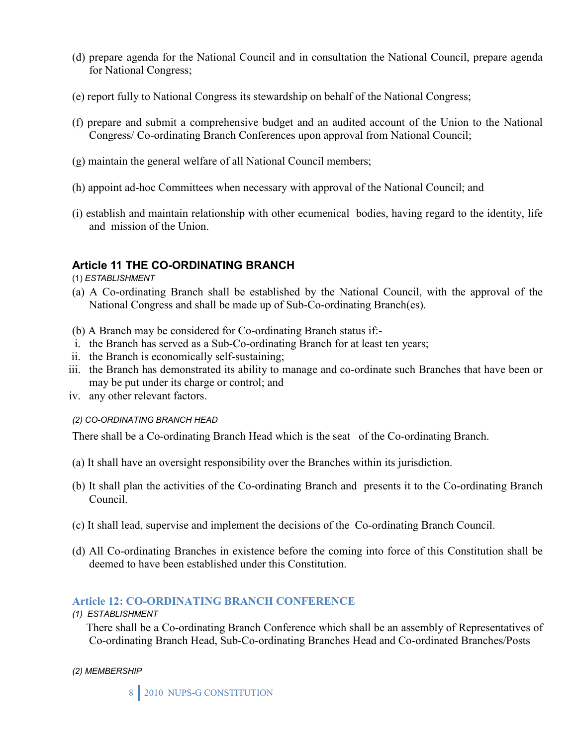(d) prepare agenda for the National Council and in consultation the National Council, prepare agenda for National Congress;

(e) report fully to National Congress its stewardship on behalf of the National Congress;

(f) prepare and submit a comprehensive budget and an audited account of the Union to the National Congress/ Co-ordinating Branch Conferences upon approval from National Council;

(g) maintain the general welfare of all National Council members;

(h) appoint ad-hoc Committees when necessary with approval of the National Council; and

(i) establish and maintain relationship with other ecumenical bodies, having regard to the identity, life and mission of the Union.

### Article 11 THE CO-ORDINATING BRANCH

(1) *ESTABLISHMENT*

(a) A Co-ordinating Branch shall be established by the National Council, with the approval of the National Congress and shall be made up of Sub-Co-ordinating Branch(es).

(b) A Branch may be considered for Co-ordinating Branch status if:-

i. the Branch has served as a Sub-Co-ordinating Branch for at least ten years;
ii. the Branch is economically self-sustaining;
iii. the Branch has demonstrated its ability to manage and co-ordinate such Branches that have been or may be put under its charge or control; and
iv. any other relevant factors.

*(2) CO-ORDINATING BRANCH HEAD*

There shall be a Co-ordinating Branch Head which is the seat of the Co-ordinating Branch.

(a) It shall have an oversight responsibility over the Branches within its jurisdiction.

(b) It shall plan the activities of the Co-ordinating Branch and presents it to the Co-ordinating Branch Council.

(c) It shall lead, supervise and implement the decisions of the Co-ordinating Branch Council.

(d) All Co-ordinating Branches in existence before the coming into force of this Constitution shall be deemed to have been established under this Constitution.

### Article 12: CO-ORDINATING BRANCH CONFERENCE

*(1) ESTABLISHMENT*

There shall be a Co-ordinating Branch Conference which shall be an assembly of Representatives of Co-ordinating Branch Head, Sub-Co-ordinating Branches Head and Co-ordinated Branches/Posts

*(2) MEMBERSHIP*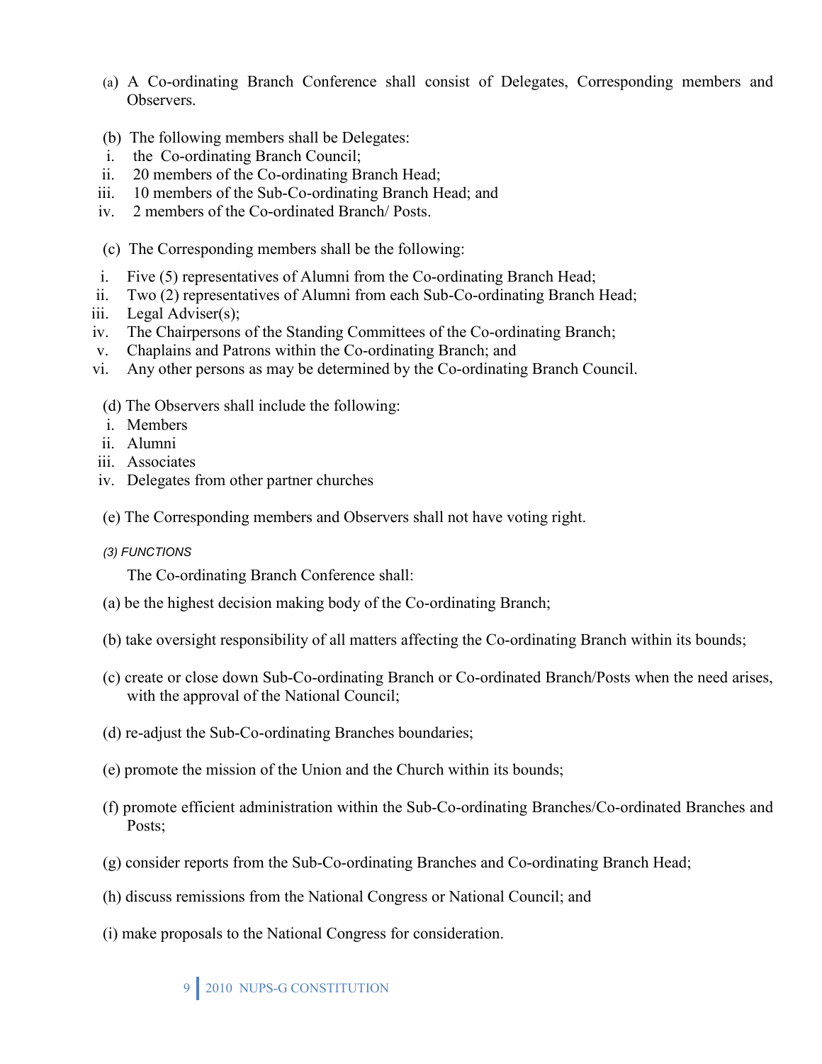(a) A Co-ordinating Branch Conference shall consist of Delegates, Corresponding members and Observers.

(b) The following members shall be Delegates:

i. the Co-ordinating Branch Council;
ii. 20 members of the Co-ordinating Branch Head;
iii. 10 members of the Sub-Co-ordinating Branch Head; and
iv. 2 members of the Co-ordinated Branch/ Posts.

(c) The Corresponding members shall be the following:

i. Five (5) representatives of Alumni from the Co-ordinating Branch Head;
ii. Two (2) representatives of Alumni from each Sub-Co-ordinating Branch Head;
iii. Legal Adviser(s);
iv. The Chairpersons of the Standing Committees of the Co-ordinating Branch;
v. Chaplains and Patrons within the Co-ordinating Branch; and
vi. Any other persons as may be determined by the Co-ordinating Branch Council.

(d) The Observers shall include the following:

i. Members
ii. Alumni
iii. Associates
iv. Delegates from other partner churches

(e) The Corresponding members and Observers shall not have voting right.

*(3) FUNCTIONS*

The Co-ordinating Branch Conference shall:

(a) be the highest decision making body of the Co-ordinating Branch;

(b) take oversight responsibility of all matters affecting the Co-ordinating Branch within its bounds;

(c) create or close down Sub-Co-ordinating Branch or Co-ordinated Branch/Posts when the need arises, with the approval of the National Council;

(d) re-adjust the Sub-Co-ordinating Branches boundaries;

(e) promote the mission of the Union and the Church within its bounds;

(f) promote efficient administration within the Sub-Co-ordinating Branches/Co-ordinated Branches and Posts;

(g) consider reports from the Sub-Co-ordinating Branches and Co-ordinating Branch Head;

(h) discuss remissions from the National Congress or National Council; and

(i) make proposals to the National Congress for consideration.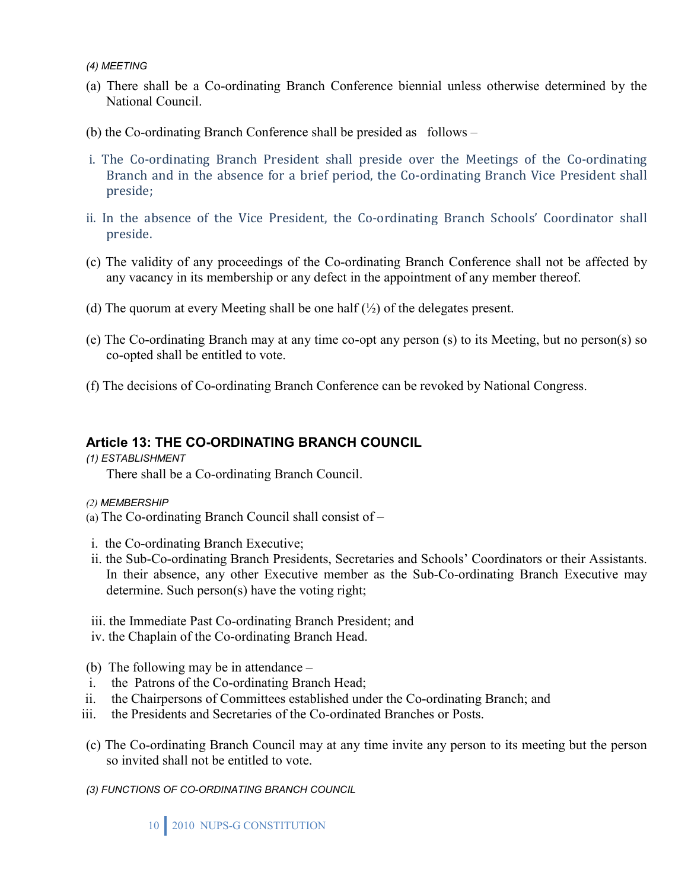*(4) MEETING*

(a) There shall be a Co-ordinating Branch Conference biennial unless otherwise determined by the National Council.

(b) the Co-ordinating Branch Conference shall be presided as follows –

i. The Co-ordinating Branch President shall preside over the Meetings of the Co-ordinating Branch and in the absence for a brief period, the Co-ordinating Branch Vice President shall preside;

ii. In the absence of the Vice President, the Co-ordinating Branch Schools' Coordinator shall preside.

(c) The validity of any proceedings of the Co-ordinating Branch Conference shall not be affected by any vacancy in its membership or any defect in the appointment of any member thereof.

(d) The quorum at every Meeting shall be one half (½) of the delegates present.

(e) The Co-ordinating Branch may at any time co-opt any person (s) to its Meeting, but no person(s) so co-opted shall be entitled to vote.

(f) The decisions of Co-ordinating Branch Conference can be revoked by National Congress.

## Article 13: THE CO-ORDINATING BRANCH COUNCIL

*(1) ESTABLISHMENT*

There shall be a Co-ordinating Branch Council.

*(2) MEMBERSHIP*

(a) The Co-ordinating Branch Council shall consist of –

i. the Co-ordinating Branch Executive;
ii. the Sub-Co-ordinating Branch Presidents, Secretaries and Schools' Coordinators or their Assistants. In their absence, any other Executive member as the Sub-Co-ordinating Branch Executive may determine. Such person(s) have the voting right;
iii. the Immediate Past Co-ordinating Branch President; and
iv. the Chaplain of the Co-ordinating Branch Head.

(b) The following may be in attendance –

i. the Patrons of the Co-ordinating Branch Head;
ii. the Chairpersons of Committees established under the Co-ordinating Branch; and
iii. the Presidents and Secretaries of the Co-ordinated Branches or Posts.

(c) The Co-ordinating Branch Council may at any time invite any person to its meeting but the person so invited shall not be entitled to vote.

*(3) FUNCTIONS OF CO-ORDINATING BRANCH COUNCIL*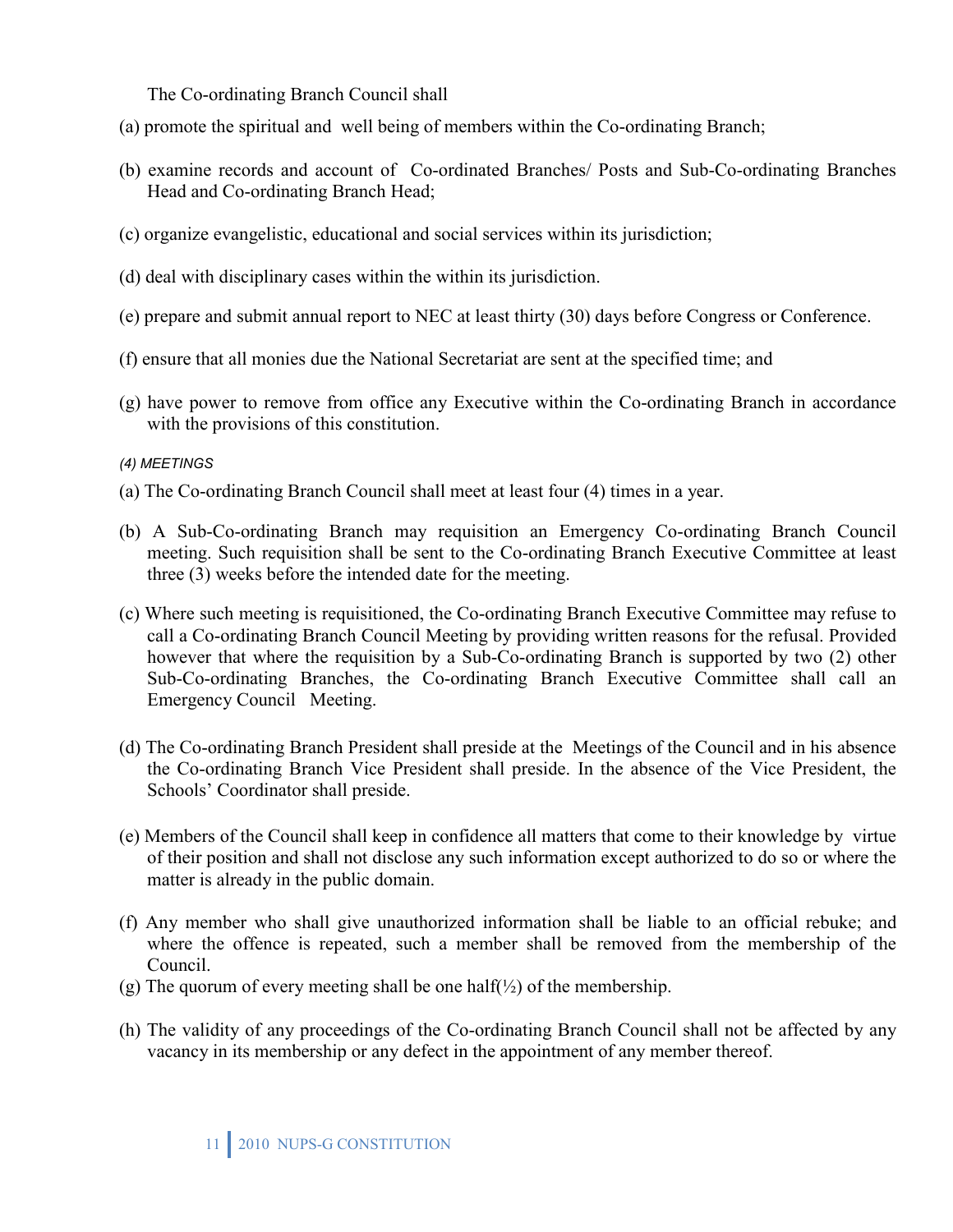The Co-ordinating Branch Council shall

(a) promote the spiritual and well being of members within the Co-ordinating Branch;

(b) examine records and account of Co-ordinated Branches/ Posts and Sub-Co-ordinating Branches Head and Co-ordinating Branch Head;

(c) organize evangelistic, educational and social services within its jurisdiction;

(d) deal with disciplinary cases within the within its jurisdiction.

(e) prepare and submit annual report to NEC at least thirty (30) days before Congress or Conference.

(f) ensure that all monies due the National Secretariat are sent at the specified time; and

(g) have power to remove from office any Executive within the Co-ordinating Branch in accordance with the provisions of this constitution.

*(4) MEETINGS*

(a) The Co-ordinating Branch Council shall meet at least four (4) times in a year.

(b) A Sub-Co-ordinating Branch may requisition an Emergency Co-ordinating Branch Council meeting. Such requisition shall be sent to the Co-ordinating Branch Executive Committee at least three (3) weeks before the intended date for the meeting.

(c) Where such meeting is requisitioned, the Co-ordinating Branch Executive Committee may refuse to call a Co-ordinating Branch Council Meeting by providing written reasons for the refusal. Provided however that where the requisition by a Sub-Co-ordinating Branch is supported by two (2) other Sub-Co-ordinating Branches, the Co-ordinating Branch Executive Committee shall call an Emergency Council Meeting.

(d) The Co-ordinating Branch President shall preside at the Meetings of the Council and in his absence the Co-ordinating Branch Vice President shall preside. In the absence of the Vice President, the Schools' Coordinator shall preside.

(e) Members of the Council shall keep in confidence all matters that come to their knowledge by virtue of their position and shall not disclose any such information except authorized to do so or where the matter is already in the public domain.

(f) Any member who shall give unauthorized information shall be liable to an official rebuke; and where the offence is repeated, such a member shall be removed from the membership of the Council.

(g) The quorum of every meeting shall be one half(½) of the membership.

(h) The validity of any proceedings of the Co-ordinating Branch Council shall not be affected by any vacancy in its membership or any defect in the appointment of any member thereof.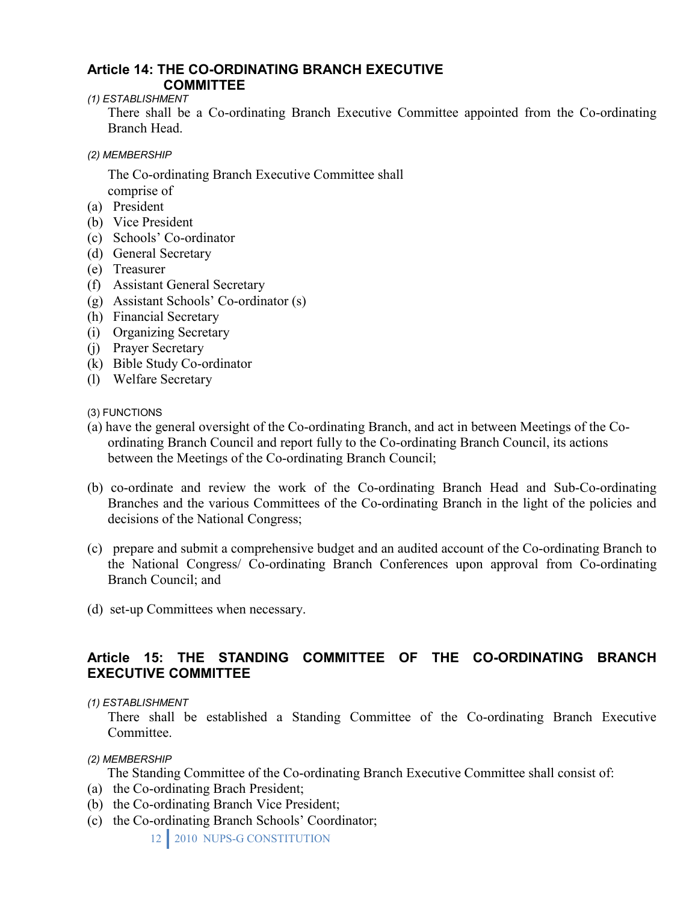## Article 14: THE CO-ORDINATING BRANCH EXECUTIVE COMMITTEE

*(1) ESTABLISHMENT*

There shall be a Co-ordinating Branch Executive Committee appointed from the Co-ordinating Branch Head.

*(2) MEMBERSHIP*

The Co-ordinating Branch Executive Committee shall comprise of

(a) President
(b) Vice President
(c) Schools' Co-ordinator
(d) General Secretary
(e) Treasurer
(f) Assistant General Secretary
(g) Assistant Schools' Co-ordinator (s)
(h) Financial Secretary
(i) Organizing Secretary
(j) Prayer Secretary
(k) Bible Study Co-ordinator
(l) Welfare Secretary

(3) FUNCTIONS

(a) have the general oversight of the Co-ordinating Branch, and act in between Meetings of the Co-ordinating Branch Council and report fully to the Co-ordinating Branch Council, its actions between the Meetings of the Co-ordinating Branch Council;

(b) co-ordinate and review the work of the Co-ordinating Branch Head and Sub-Co-ordinating Branches and the various Committees of the Co-ordinating Branch in the light of the policies and decisions of the National Congress;

(c) prepare and submit a comprehensive budget and an audited account of the Co-ordinating Branch to the National Congress/ Co-ordinating Branch Conferences upon approval from Co-ordinating Branch Council; and

(d) set-up Committees when necessary.

## Article 15: THE STANDING COMMITTEE OF THE CO-ORDINATING BRANCH EXECUTIVE COMMITTEE

*(1) ESTABLISHMENT*

There shall be established a Standing Committee of the Co-ordinating Branch Executive Committee.

*(2) MEMBERSHIP*

The Standing Committee of the Co-ordinating Branch Executive Committee shall consist of:

(a) the Co-ordinating Brach President;
(b) the Co-ordinating Branch Vice President;
(c) the Co-ordinating Branch Schools' Coordinator;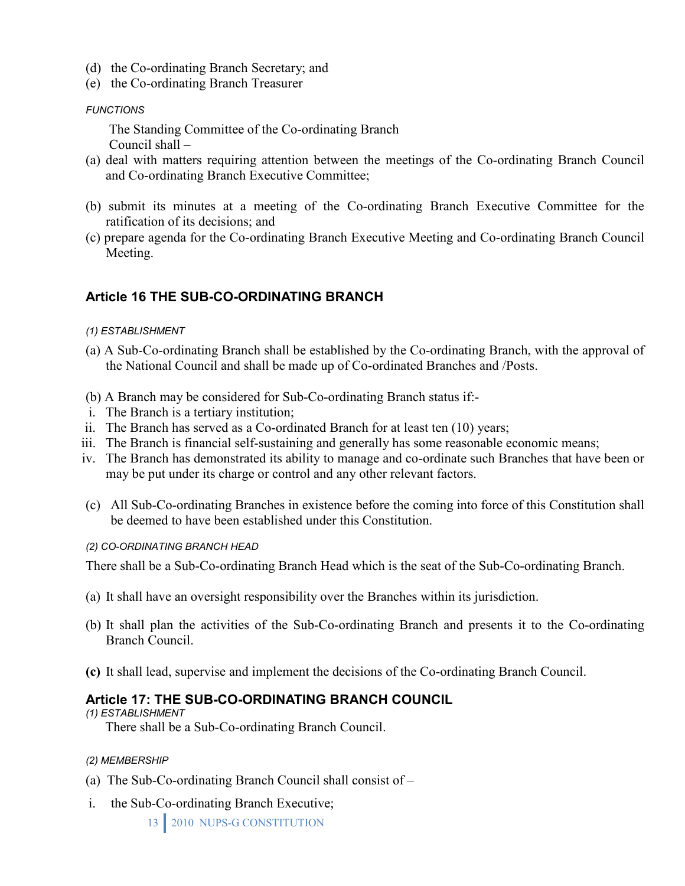(d) the Co-ordinating Branch Secretary; and

(e) the Co-ordinating Branch Treasurer

*FUNCTIONS*

The Standing Committee of the Co-ordinating Branch Council shall –

(a) deal with matters requiring attention between the meetings of the Co-ordinating Branch Council and Co-ordinating Branch Executive Committee;

(b) submit its minutes at a meeting of the Co-ordinating Branch Executive Committee for the ratification of its decisions; and

(c) prepare agenda for the Co-ordinating Branch Executive Meeting and Co-ordinating Branch Council Meeting.

## Article 16 THE SUB-CO-ORDINATING BRANCH

*(1) ESTABLISHMENT*

(a) A Sub-Co-ordinating Branch shall be established by the Co-ordinating Branch, with the approval of the National Council and shall be made up of Co-ordinated Branches and /Posts.

(b) A Branch may be considered for Sub-Co-ordinating Branch status if:-

i. The Branch is a tertiary institution;
ii. The Branch has served as a Co-ordinated Branch for at least ten (10) years;
iii. The Branch is financial self-sustaining and generally has some reasonable economic means;
iv. The Branch has demonstrated its ability to manage and co-ordinate such Branches that have been or may be put under its charge or control and any other relevant factors.

(c) All Sub-Co-ordinating Branches in existence before the coming into force of this Constitution shall be deemed to have been established under this Constitution.

*(2) CO-ORDINATING BRANCH HEAD*

There shall be a Sub-Co-ordinating Branch Head which is the seat of the Sub-Co-ordinating Branch.

(a) It shall have an oversight responsibility over the Branches within its jurisdiction.

(b) It shall plan the activities of the Sub-Co-ordinating Branch and presents it to the Co-ordinating Branch Council.

**(c)** It shall lead, supervise and implement the decisions of the Co-ordinating Branch Council.

## Article 17: THE SUB-CO-ORDINATING BRANCH COUNCIL

*(1) ESTABLISHMENT*

There shall be a Sub-Co-ordinating Branch Council.

*(2) MEMBERSHIP*

(a) The Sub-Co-ordinating Branch Council shall consist of –

i. the Sub-Co-ordinating Branch Executive;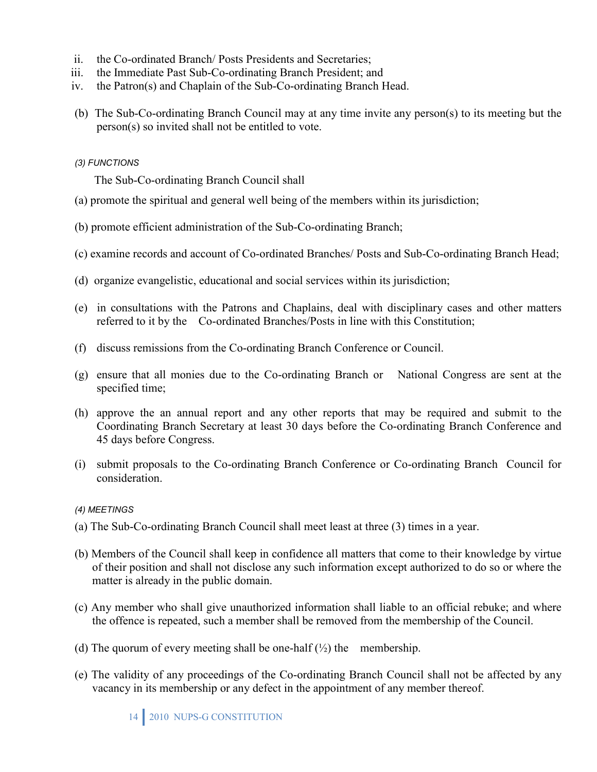ii. the Co-ordinated Branch/ Posts Presidents and Secretaries;
iii. the Immediate Past Sub-Co-ordinating Branch President; and
iv. the Patron(s) and Chaplain of the Sub-Co-ordinating Branch Head.

(b) The Sub-Co-ordinating Branch Council may at any time invite any person(s) to its meeting but the person(s) so invited shall not be entitled to vote.

*(3) FUNCTIONS*

The Sub-Co-ordinating Branch Council shall

(a) promote the spiritual and general well being of the members within its jurisdiction;

(b) promote efficient administration of the Sub-Co-ordinating Branch;

(c) examine records and account of Co-ordinated Branches/ Posts and Sub-Co-ordinating Branch Head;

(d) organize evangelistic, educational and social services within its jurisdiction;

(e) in consultations with the Patrons and Chaplains, deal with disciplinary cases and other matters referred to it by the Co-ordinated Branches/Posts in line with this Constitution;

(f) discuss remissions from the Co-ordinating Branch Conference or Council.

(g) ensure that all monies due to the Co-ordinating Branch or National Congress are sent at the specified time;

(h) approve the an annual report and any other reports that may be required and submit to the Coordinating Branch Secretary at least 30 days before the Co-ordinating Branch Conference and 45 days before Congress.

(i) submit proposals to the Co-ordinating Branch Conference or Co-ordinating Branch Council for consideration.

*(4) MEETINGS*

(a) The Sub-Co-ordinating Branch Council shall meet least at three (3) times in a year.

(b) Members of the Council shall keep in confidence all matters that come to their knowledge by virtue of their position and shall not disclose any such information except authorized to do so or where the matter is already in the public domain.

(c) Any member who shall give unauthorized information shall liable to an official rebuke; and where the offence is repeated, such a member shall be removed from the membership of the Council.

(d) The quorum of every meeting shall be one-half (½) the membership.

(e) The validity of any proceedings of the Co-ordinating Branch Council shall not be affected by any vacancy in its membership or any defect in the appointment of any member thereof.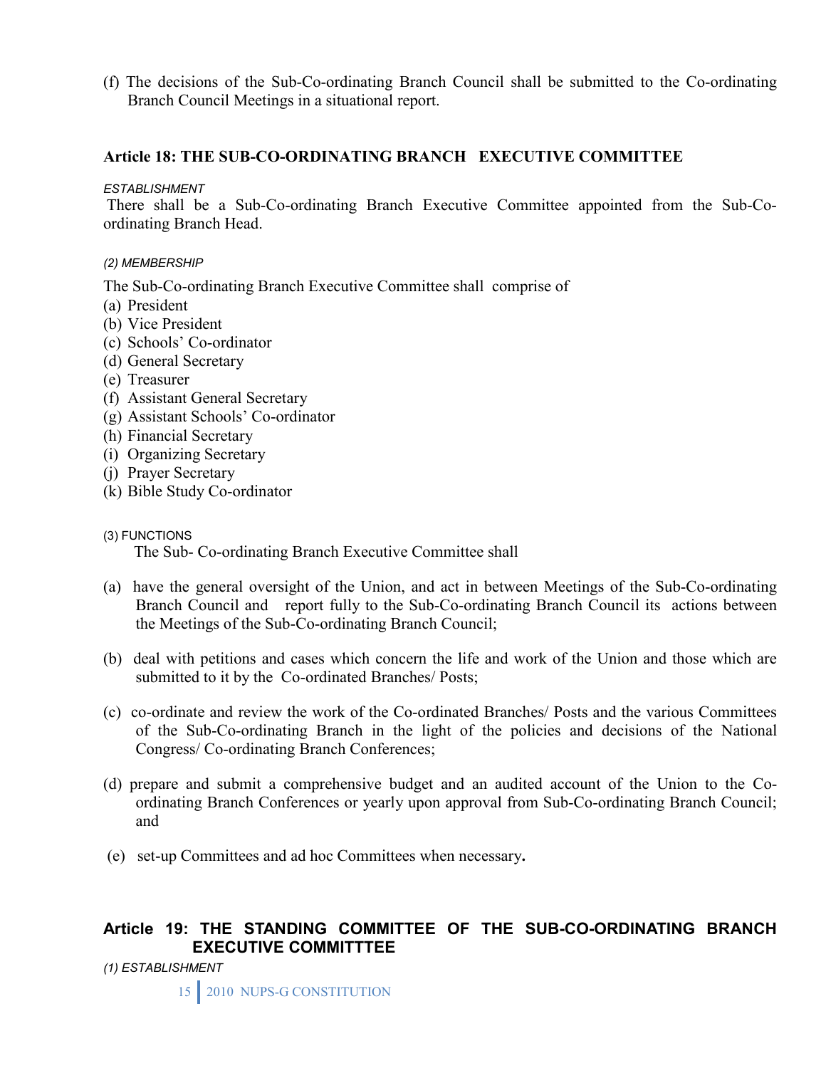(f) The decisions of the Sub-Co-ordinating Branch Council shall be submitted to the Co-ordinating Branch Council Meetings in a situational report.

### Article 18: THE SUB-CO-ORDINATING BRANCH EXECUTIVE COMMITTEE

*ESTABLISHMENT*

There shall be a Sub-Co-ordinating Branch Executive Committee appointed from the Sub-Co-ordinating Branch Head.

*(2) MEMBERSHIP*

The Sub-Co-ordinating Branch Executive Committee shall comprise of

(a) President
(b) Vice President
(c) Schools' Co-ordinator
(d) General Secretary
(e) Treasurer
(f) Assistant General Secretary
(g) Assistant Schools' Co-ordinator
(h) Financial Secretary
(i) Organizing Secretary
(j) Prayer Secretary
(k) Bible Study Co-ordinator

(3) FUNCTIONS

The Sub- Co-ordinating Branch Executive Committee shall

(a) have the general oversight of the Union, and act in between Meetings of the Sub-Co-ordinating Branch Council and report fully to the Sub-Co-ordinating Branch Council its actions between the Meetings of the Sub-Co-ordinating Branch Council;

(b) deal with petitions and cases which concern the life and work of the Union and those which are submitted to it by the Co-ordinated Branches/ Posts;

(c) co-ordinate and review the work of the Co-ordinated Branches/ Posts and the various Committees of the Sub-Co-ordinating Branch in the light of the policies and decisions of the National Congress/ Co-ordinating Branch Conferences;

(d) prepare and submit a comprehensive budget and an audited account of the Union to the Co-ordinating Branch Conferences or yearly upon approval from Sub-Co-ordinating Branch Council; and

(e) set-up Committees and ad hoc Committees when necessary**.**

### Article 19: THE STANDING COMMITTEE OF THE SUB-CO-ORDINATING BRANCH EXECUTIVE COMMITTTEE

*(1) ESTABLISHMENT*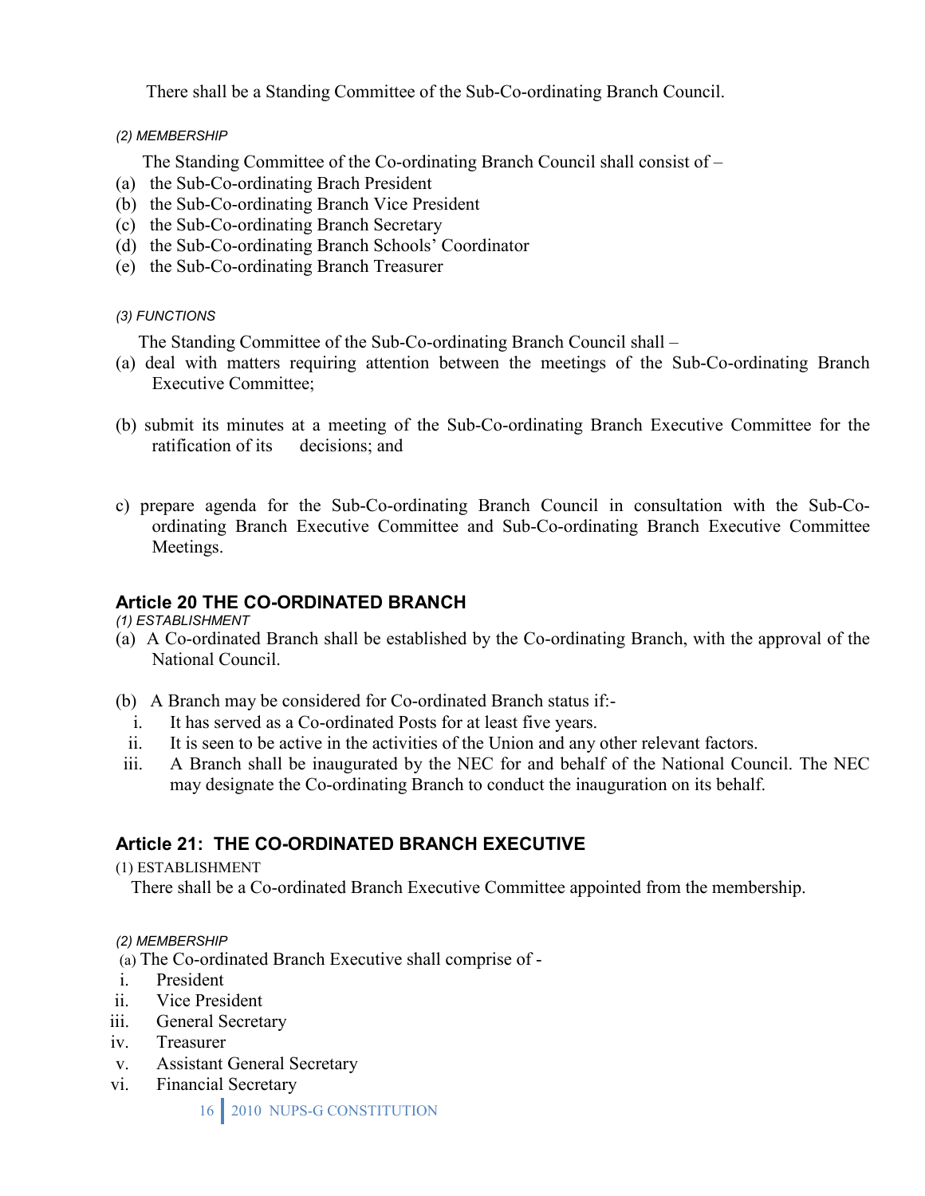There shall be a Standing Committee of the Sub-Co-ordinating Branch Council.

*(2) MEMBERSHIP*

The Standing Committee of the Co-ordinating Branch Council shall consist of –

(a) the Sub-Co-ordinating Brach President
(b) the Sub-Co-ordinating Branch Vice President
(c) the Sub-Co-ordinating Branch Secretary
(d) the Sub-Co-ordinating Branch Schools' Coordinator
(e) the Sub-Co-ordinating Branch Treasurer

*(3) FUNCTIONS*

The Standing Committee of the Sub-Co-ordinating Branch Council shall –

(a) deal with matters requiring attention between the meetings of the Sub-Co-ordinating Branch Executive Committee;

(b) submit its minutes at a meeting of the Sub-Co-ordinating Branch Executive Committee for the ratification of its decisions; and

c) prepare agenda for the Sub-Co-ordinating Branch Council in consultation with the Sub-Co-ordinating Branch Executive Committee and Sub-Co-ordinating Branch Executive Committee Meetings.

## Article 20 THE CO-ORDINATED BRANCH

*(1) ESTABLISHMENT*

(a) A Co-ordinated Branch shall be established by the Co-ordinating Branch, with the approval of the National Council.

(b) A Branch may be considered for Co-ordinated Branch status if:-

i. It has served as a Co-ordinated Posts for at least five years.
ii. It is seen to be active in the activities of the Union and any other relevant factors.
iii. A Branch shall be inaugurated by the NEC for and behalf of the National Council. The NEC may designate the Co-ordinating Branch to conduct the inauguration on its behalf.

## Article 21: THE CO-ORDINATED BRANCH EXECUTIVE

(1) ESTABLISHMENT

There shall be a Co-ordinated Branch Executive Committee appointed from the membership.

*(2) MEMBERSHIP*

(a) The Co-ordinated Branch Executive shall comprise of -

i. President
ii. Vice President
iii. General Secretary
iv. Treasurer
v. Assistant General Secretary
vi. Financial Secretary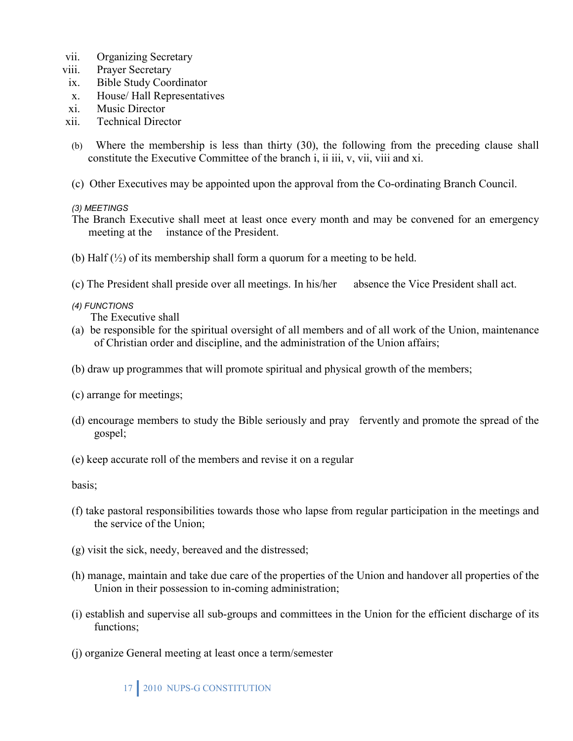vii. Organizing Secretary
viii. Prayer Secretary
ix. Bible Study Coordinator
x. House/ Hall Representatives
xi. Music Director
xii. Technical Director

(b) Where the membership is less than thirty (30), the following from the preceding clause shall constitute the Executive Committee of the branch i, ii iii, v, vii, viii and xi.

(c) Other Executives may be appointed upon the approval from the Co-ordinating Branch Council.

*(3) MEETINGS*

The Branch Executive shall meet at least once every month and may be convened for an emergency meeting at the instance of the President.

(b) Half (½) of its membership shall form a quorum for a meeting to be held.

(c) The President shall preside over all meetings. In his/her absence the Vice President shall act.

*(4) FUNCTIONS*

The Executive shall

(a) be responsible for the spiritual oversight of all members and of all work of the Union, maintenance of Christian order and discipline, and the administration of the Union affairs;

(b) draw up programmes that will promote spiritual and physical growth of the members;

(c) arrange for meetings;

(d) encourage members to study the Bible seriously and pray fervently and promote the spread of the gospel;

(e) keep accurate roll of the members and revise it on a regular

basis;

(f) take pastoral responsibilities towards those who lapse from regular participation in the meetings and the service of the Union;

(g) visit the sick, needy, bereaved and the distressed;

(h) manage, maintain and take due care of the properties of the Union and handover all properties of the Union in their possession to in-coming administration;

(i) establish and supervise all sub-groups and committees in the Union for the efficient discharge of its functions;

(j) organize General meeting at least once a term/semester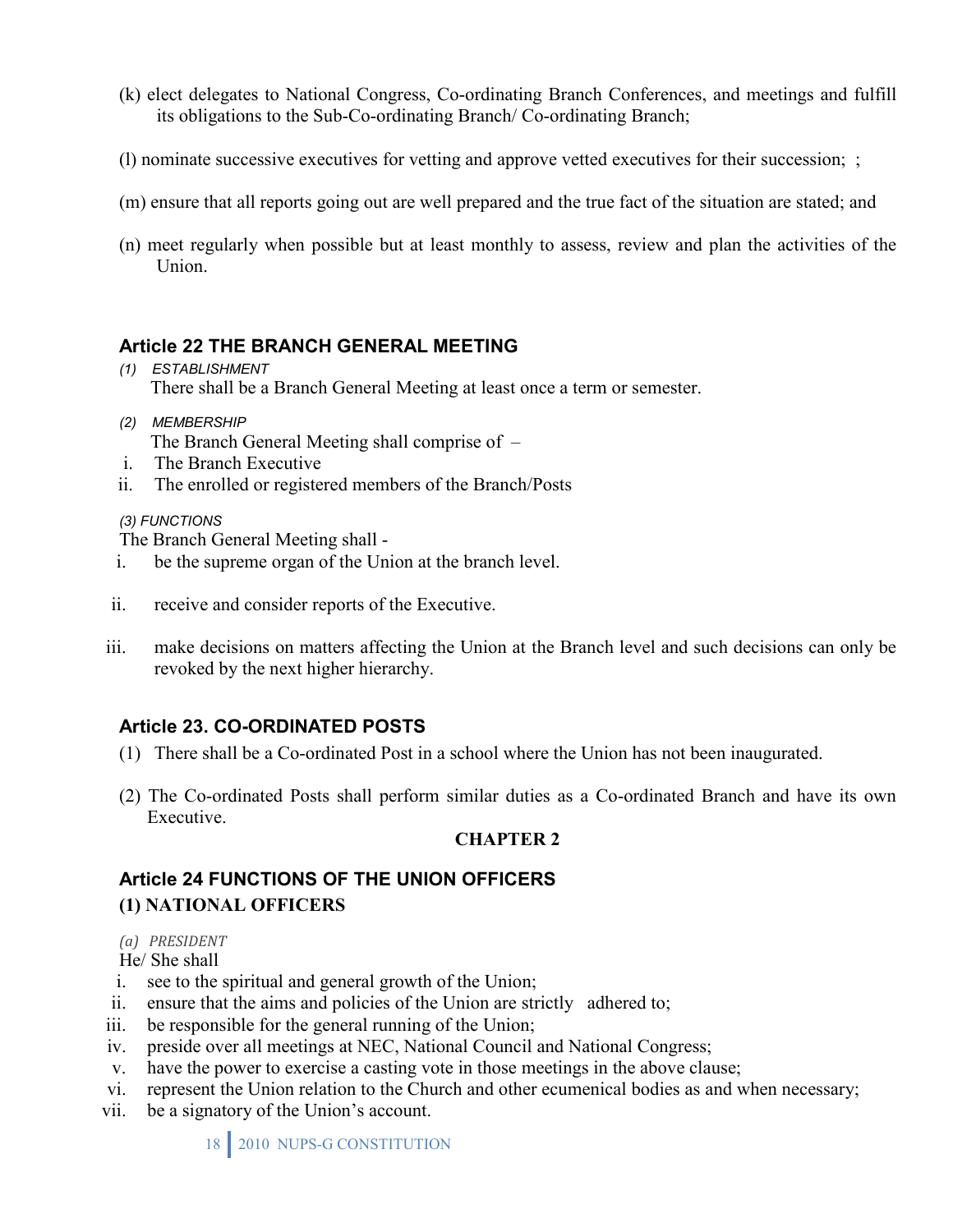(k) elect delegates to National Congress, Co-ordinating Branch Conferences, and meetings and fulfill its obligations to the Sub-Co-ordinating Branch/ Co-ordinating Branch;

(l) nominate successive executives for vetting and approve vetted executives for their succession; ;

(m) ensure that all reports going out are well prepared and the true fact of the situation are stated; and

(n) meet regularly when possible but at least monthly to assess, review and plan the activities of the Union.

### Article 22 THE BRANCH GENERAL MEETING

*(1) ESTABLISHMENT*

There shall be a Branch General Meeting at least once a term or semester.

*(2) MEMBERSHIP*

The Branch General Meeting shall comprise of –

i. The Branch Executive
ii. The enrolled or registered members of the Branch/Posts

*(3) FUNCTIONS*

The Branch General Meeting shall -

i. be the supreme organ of the Union at the branch level.

ii. receive and consider reports of the Executive.

iii. make decisions on matters affecting the Union at the Branch level and such decisions can only be revoked by the next higher hierarchy.

### Article 23. CO-ORDINATED POSTS

(1) There shall be a Co-ordinated Post in a school where the Union has not been inaugurated.

(2) The Co-ordinated Posts shall perform similar duties as a Co-ordinated Branch and have its own Executive.

## CHAPTER 2

### Article 24 FUNCTIONS OF THE UNION OFFICERS

#### (1) NATIONAL OFFICERS

*(a) PRESIDENT*

He/ She shall

i. see to the spiritual and general growth of the Union;
ii. ensure that the aims and policies of the Union are strictly adhered to;
iii. be responsible for the general running of the Union;
iv. preside over all meetings at NEC, National Council and National Congress;
v. have the power to exercise a casting vote in those meetings in the above clause;
vi. represent the Union relation to the Church and other ecumenical bodies as and when necessary;
vii. be a signatory of the Union's account.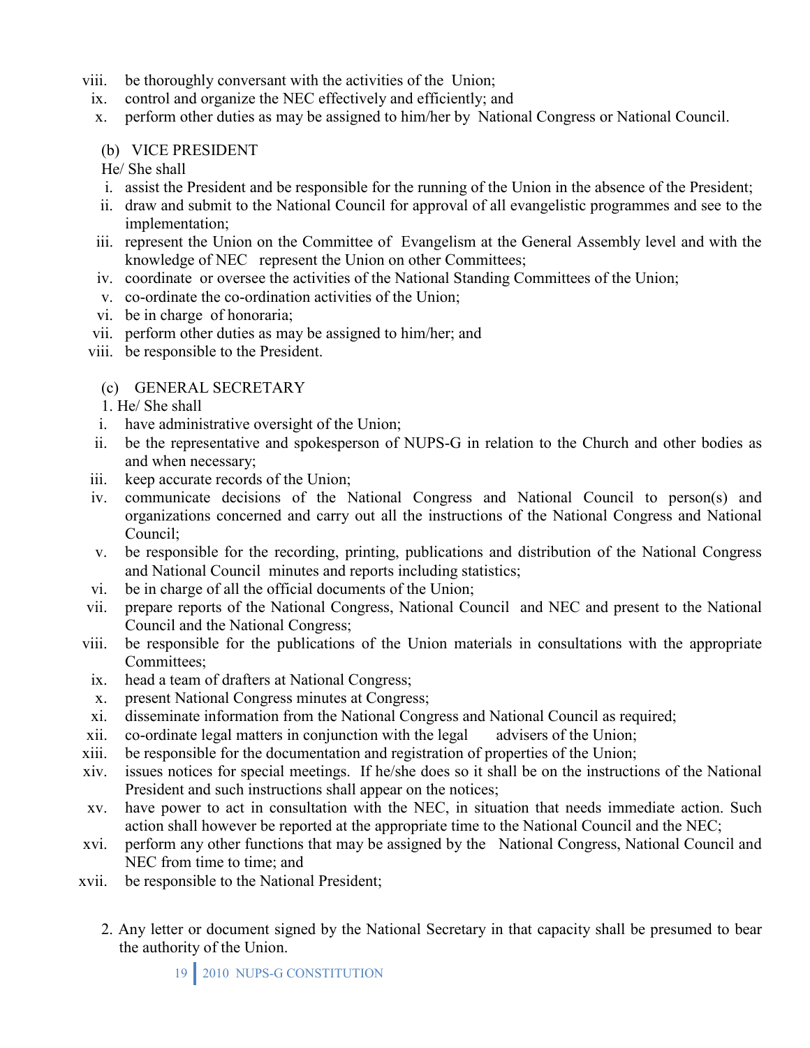viii. be thoroughly conversant with the activities of the Union;

ix. control and organize the NEC effectively and efficiently; and

x. perform other duties as may be assigned to him/her by National Congress or National Council.

(b) VICE PRESIDENT

He/ She shall

i. assist the President and be responsible for the running of the Union in the absence of the President;

ii. draw and submit to the National Council for approval of all evangelistic programmes and see to the implementation;

iii. represent the Union on the Committee of Evangelism at the General Assembly level and with the knowledge of NEC represent the Union on other Committees;

iv. coordinate or oversee the activities of the National Standing Committees of the Union;

v. co-ordinate the co-ordination activities of the Union;

vi. be in charge of honoraria;

vii. perform other duties as may be assigned to him/her; and

viii. be responsible to the President.

(c) GENERAL SECRETARY

1. He/ She shall

i. have administrative oversight of the Union;

ii. be the representative and spokesperson of NUPS-G in relation to the Church and other bodies as and when necessary;

iii. keep accurate records of the Union;

iv. communicate decisions of the National Congress and National Council to person(s) and organizations concerned and carry out all the instructions of the National Congress and National Council;

v. be responsible for the recording, printing, publications and distribution of the National Congress and National Council minutes and reports including statistics;

vi. be in charge of all the official documents of the Union;

vii. prepare reports of the National Congress, National Council and NEC and present to the National Council and the National Congress;

viii. be responsible for the publications of the Union materials in consultations with the appropriate Committees;

ix. head a team of drafters at National Congress;

x. present National Congress minutes at Congress;

xi. disseminate information from the National Congress and National Council as required;

xii. co-ordinate legal matters in conjunction with the legal advisers of the Union;

xiii. be responsible for the documentation and registration of properties of the Union;

xiv. issues notices for special meetings. If he/she does so it shall be on the instructions of the National President and such instructions shall appear on the notices;

xv. have power to act in consultation with the NEC, in situation that needs immediate action. Such action shall however be reported at the appropriate time to the National Council and the NEC;

xvi. perform any other functions that may be assigned by the National Congress, National Council and NEC from time to time; and

xvii. be responsible to the National President;

2. Any letter or document signed by the National Secretary in that capacity shall be presumed to bear the authority of the Union.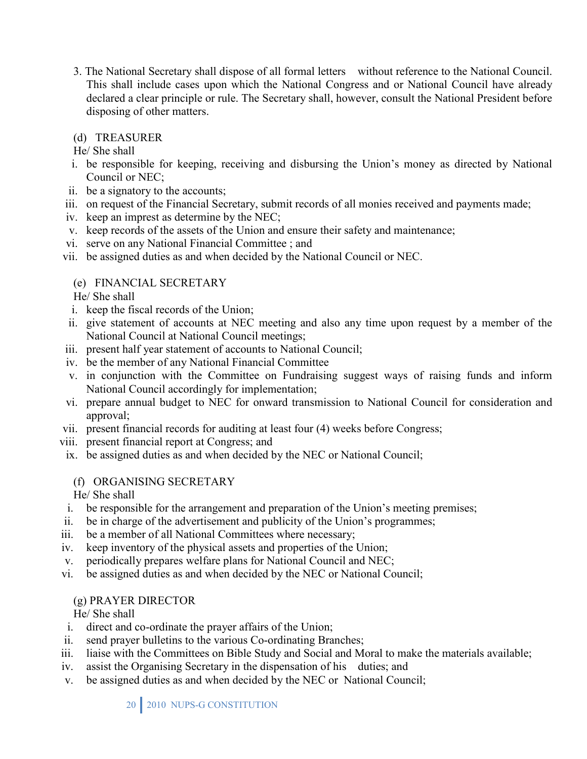3. The National Secretary shall dispose of all formal letters without reference to the National Council. This shall include cases upon which the National Congress and or National Council have already declared a clear principle or rule. The Secretary shall, however, consult the National President before disposing of other matters.

(d) TREASURER

He/ She shall

i. be responsible for keeping, receiving and disbursing the Union's money as directed by National Council or NEC;
ii. be a signatory to the accounts;
iii. on request of the Financial Secretary, submit records of all monies received and payments made;
iv. keep an imprest as determine by the NEC;
v. keep records of the assets of the Union and ensure their safety and maintenance;
vi. serve on any National Financial Committee ; and
vii. be assigned duties as and when decided by the National Council or NEC.

(e) FINANCIAL SECRETARY

He/ She shall

i. keep the fiscal records of the Union;
ii. give statement of accounts at NEC meeting and also any time upon request by a member of the National Council at National Council meetings;
iii. present half year statement of accounts to National Council;
iv. be the member of any National Financial Committee
v. in conjunction with the Committee on Fundraising suggest ways of raising funds and inform National Council accordingly for implementation;
vi. prepare annual budget to NEC for onward transmission to National Council for consideration and approval;
vii. present financial records for auditing at least four (4) weeks before Congress;
viii. present financial report at Congress; and
ix. be assigned duties as and when decided by the NEC or National Council;

(f) ORGANISING SECRETARY

He/ She shall

i. be responsible for the arrangement and preparation of the Union's meeting premises;
ii. be in charge of the advertisement and publicity of the Union's programmes;
iii. be a member of all National Committees where necessary;
iv. keep inventory of the physical assets and properties of the Union;
v. periodically prepares welfare plans for National Council and NEC;
vi. be assigned duties as and when decided by the NEC or National Council;

(g) PRAYER DIRECTOR

He/ She shall

i. direct and co-ordinate the prayer affairs of the Union;
ii. send prayer bulletins to the various Co-ordinating Branches;
iii. liaise with the Committees on Bible Study and Social and Moral to make the materials available;
iv. assist the Organising Secretary in the dispensation of his duties; and
v. be assigned duties as and when decided by the NEC or National Council;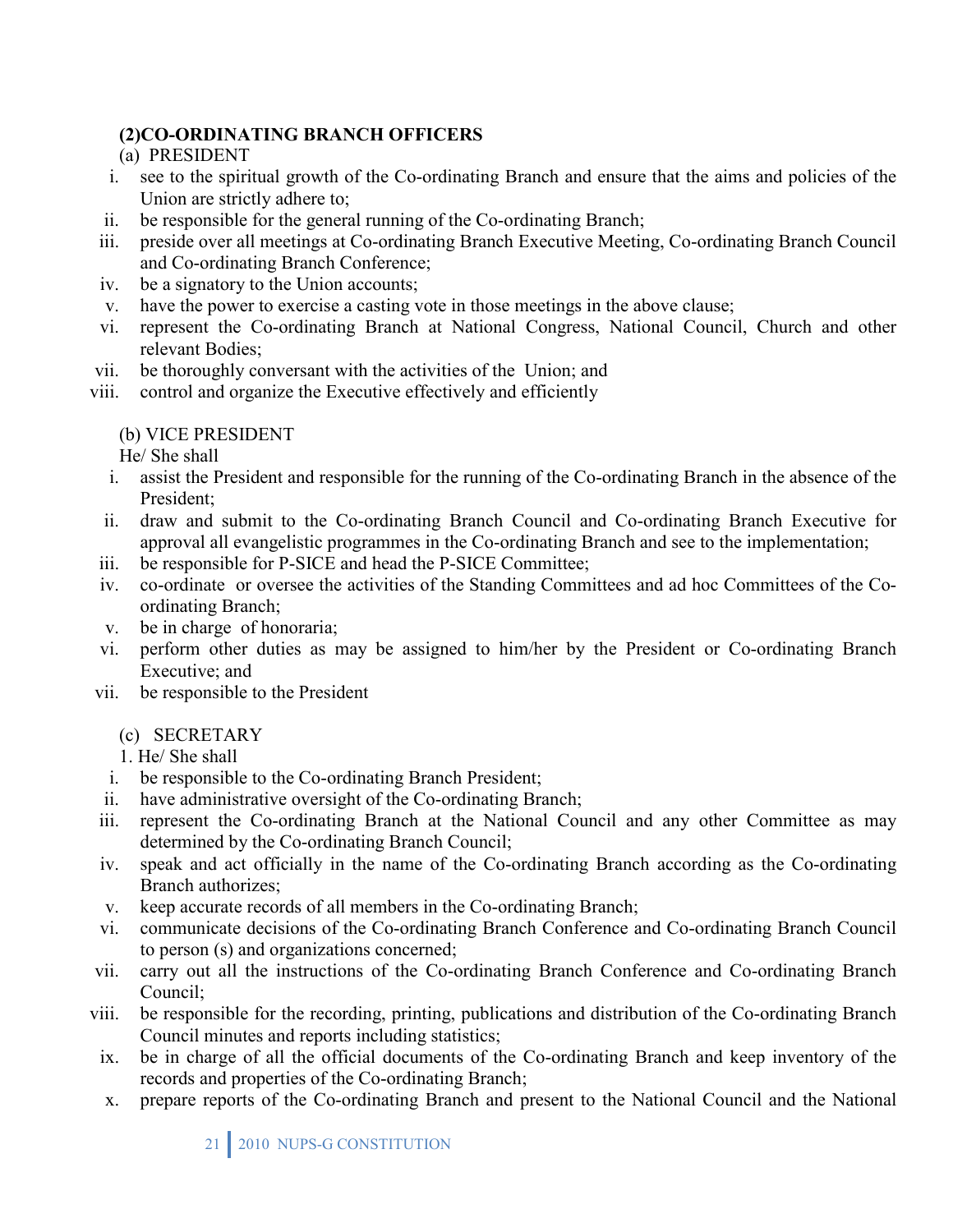**(2)CO-ORDINATING BRANCH OFFICERS**

(a) PRESIDENT

i. see to the spiritual growth of the Co-ordinating Branch and ensure that the aims and policies of the Union are strictly adhere to;
ii. be responsible for the general running of the Co-ordinating Branch;
iii. preside over all meetings at Co-ordinating Branch Executive Meeting, Co-ordinating Branch Council and Co-ordinating Branch Conference;
iv. be a signatory to the Union accounts;
v. have the power to exercise a casting vote in those meetings in the above clause;
vi. represent the Co-ordinating Branch at National Congress, National Council, Church and other relevant Bodies;
vii. be thoroughly conversant with the activities of the Union; and
viii. control and organize the Executive effectively and efficiently

(b) VICE PRESIDENT

He/ She shall

i. assist the President and responsible for the running of the Co-ordinating Branch in the absence of the President;
ii. draw and submit to the Co-ordinating Branch Council and Co-ordinating Branch Executive for approval all evangelistic programmes in the Co-ordinating Branch and see to the implementation;
iii. be responsible for P-SICE and head the P-SICE Committee;
iv. co-ordinate or oversee the activities of the Standing Committees and ad hoc Committees of the Co-ordinating Branch;
v. be in charge of honoraria;
vi. perform other duties as may be assigned to him/her by the President or Co-ordinating Branch Executive; and
vii. be responsible to the President

(c) SECRETARY

1. He/ She shall

i. be responsible to the Co-ordinating Branch President;
ii. have administrative oversight of the Co-ordinating Branch;
iii. represent the Co-ordinating Branch at the National Council and any other Committee as may determined by the Co-ordinating Branch Council;
iv. speak and act officially in the name of the Co-ordinating Branch according as the Co-ordinating Branch authorizes;
v. keep accurate records of all members in the Co-ordinating Branch;
vi. communicate decisions of the Co-ordinating Branch Conference and Co-ordinating Branch Council to person (s) and organizations concerned;
vii. carry out all the instructions of the Co-ordinating Branch Conference and Co-ordinating Branch Council;
viii. be responsible for the recording, printing, publications and distribution of the Co-ordinating Branch Council minutes and reports including statistics;
ix. be in charge of all the official documents of the Co-ordinating Branch and keep inventory of the records and properties of the Co-ordinating Branch;
x. prepare reports of the Co-ordinating Branch and present to the National Council and the National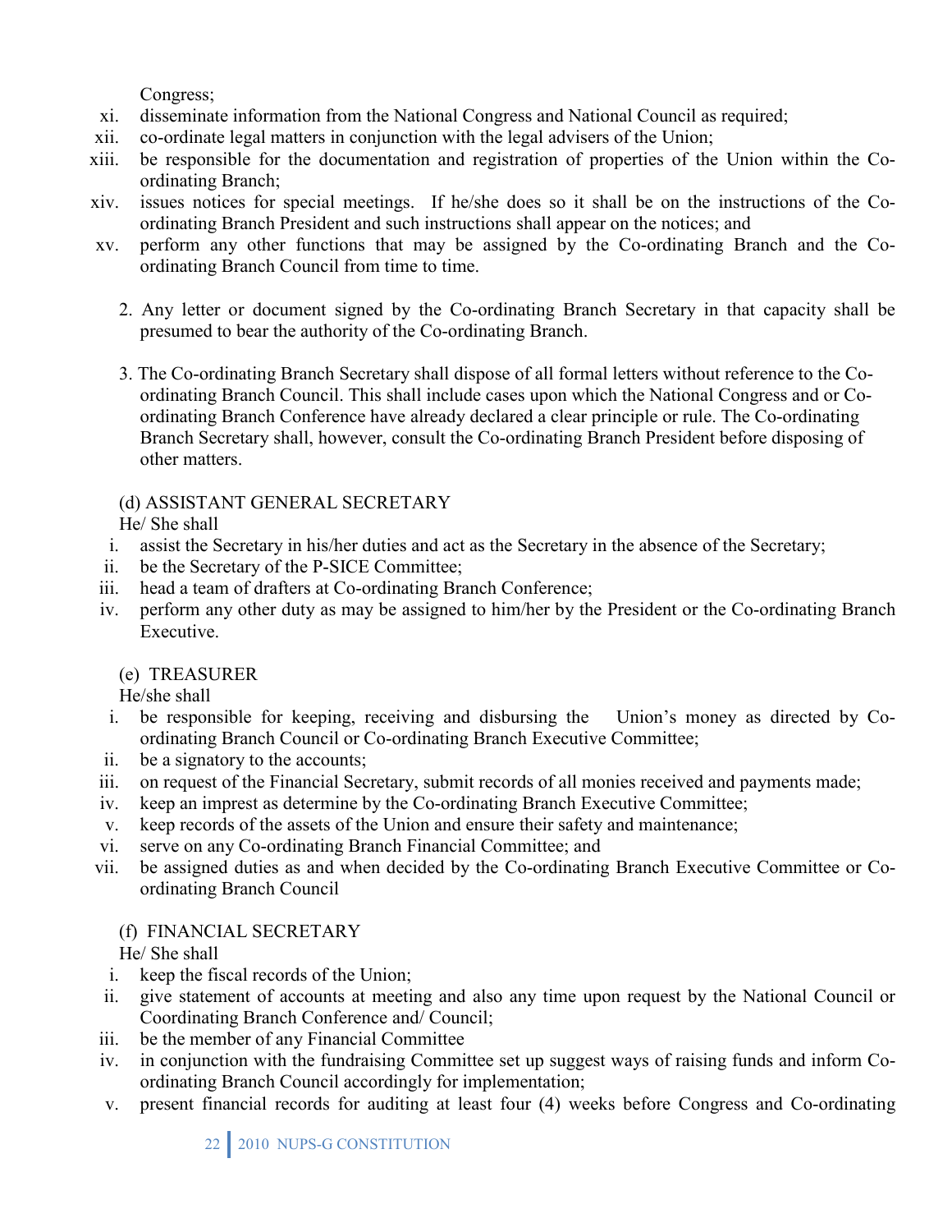Congress;

xi. disseminate information from the National Congress and National Council as required;

xii. co-ordinate legal matters in conjunction with the legal advisers of the Union;

xiii. be responsible for the documentation and registration of properties of the Union within the Co-ordinating Branch;

xiv. issues notices for special meetings. If he/she does so it shall be on the instructions of the Co-ordinating Branch President and such instructions shall appear on the notices; and

xv. perform any other functions that may be assigned by the Co-ordinating Branch and the Co-ordinating Branch Council from time to time.

2. Any letter or document signed by the Co-ordinating Branch Secretary in that capacity shall be presumed to bear the authority of the Co-ordinating Branch.

3. The Co-ordinating Branch Secretary shall dispose of all formal letters without reference to the Co-ordinating Branch Council. This shall include cases upon which the National Congress and or Co-ordinating Branch Conference have already declared a clear principle or rule. The Co-ordinating Branch Secretary shall, however, consult the Co-ordinating Branch President before disposing of other matters.

(d) ASSISTANT GENERAL SECRETARY

He/ She shall

i. assist the Secretary in his/her duties and act as the Secretary in the absence of the Secretary;

ii. be the Secretary of the P-SICE Committee;

iii. head a team of drafters at Co-ordinating Branch Conference;

iv. perform any other duty as may be assigned to him/her by the President or the Co-ordinating Branch Executive.

(e) TREASURER

He/she shall

i. be responsible for keeping, receiving and disbursing the Union's money as directed by Co-ordinating Branch Council or Co-ordinating Branch Executive Committee;

ii. be a signatory to the accounts;

iii. on request of the Financial Secretary, submit records of all monies received and payments made;

iv. keep an imprest as determine by the Co-ordinating Branch Executive Committee;

v. keep records of the assets of the Union and ensure their safety and maintenance;

vi. serve on any Co-ordinating Branch Financial Committee; and

vii. be assigned duties as and when decided by the Co-ordinating Branch Executive Committee or Co-ordinating Branch Council

(f) FINANCIAL SECRETARY

He/ She shall

i. keep the fiscal records of the Union;

ii. give statement of accounts at meeting and also any time upon request by the National Council or Coordinating Branch Conference and/ Council;

iii. be the member of any Financial Committee

iv. in conjunction with the fundraising Committee set up suggest ways of raising funds and inform Co-ordinating Branch Council accordingly for implementation;

v. present financial records for auditing at least four (4) weeks before Congress and Co-ordinating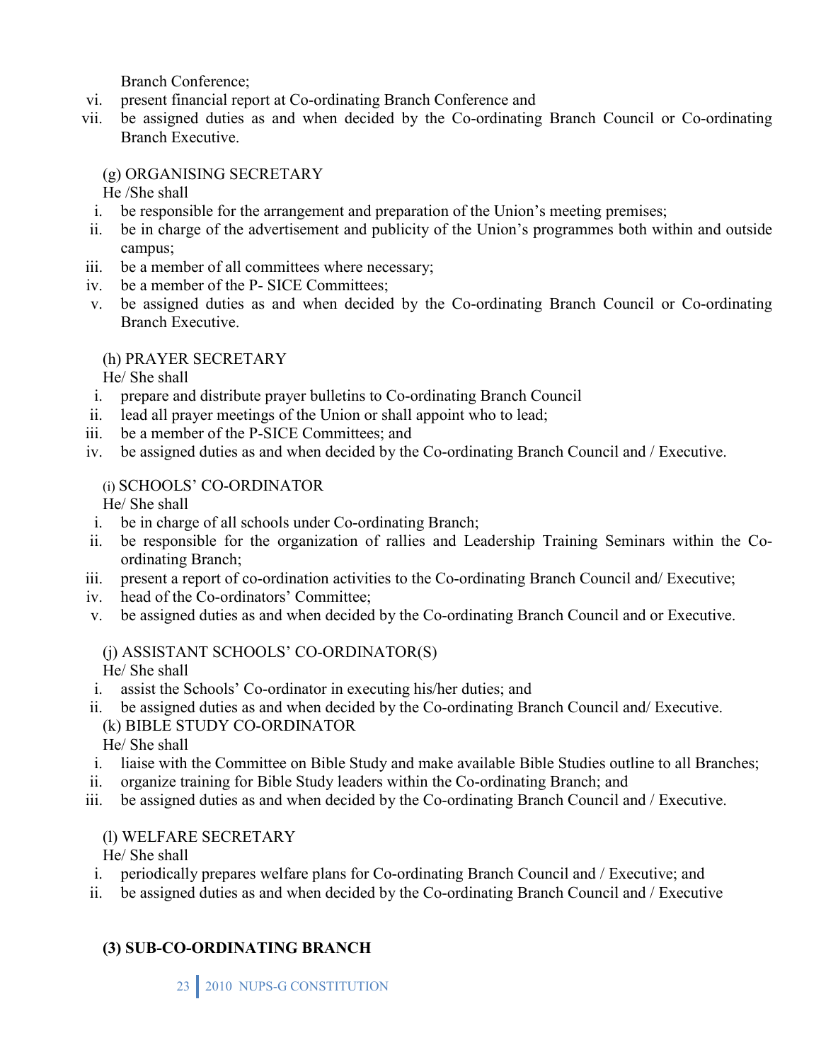Branch Conference;

vi. present financial report at Co-ordinating Branch Conference and
vii. be assigned duties as and when decided by the Co-ordinating Branch Council or Co-ordinating Branch Executive.

(g) ORGANISING SECRETARY

He /She shall

i. be responsible for the arrangement and preparation of the Union's meeting premises;
ii. be in charge of the advertisement and publicity of the Union's programmes both within and outside campus;
iii. be a member of all committees where necessary;
iv. be a member of the P- SICE Committees;
v. be assigned duties as and when decided by the Co-ordinating Branch Council or Co-ordinating Branch Executive.

(h) PRAYER SECRETARY

He/ She shall

i. prepare and distribute prayer bulletins to Co-ordinating Branch Council
ii. lead all prayer meetings of the Union or shall appoint who to lead;
iii. be a member of the P-SICE Committees; and
iv. be assigned duties as and when decided by the Co-ordinating Branch Council and / Executive.

(i) SCHOOLS' CO-ORDINATOR

He/ She shall

i. be in charge of all schools under Co-ordinating Branch;
ii. be responsible for the organization of rallies and Leadership Training Seminars within the Co-ordinating Branch;
iii. present a report of co-ordination activities to the Co-ordinating Branch Council and/ Executive;
iv. head of the Co-ordinators' Committee;
v. be assigned duties as and when decided by the Co-ordinating Branch Council and or Executive.

(j) ASSISTANT SCHOOLS' CO-ORDINATOR(S)

He/ She shall

i. assist the Schools' Co-ordinator in executing his/her duties; and
ii. be assigned duties as and when decided by the Co-ordinating Branch Council and/ Executive.

(k) BIBLE STUDY CO-ORDINATOR

He/ She shall

i. liaise with the Committee on Bible Study and make available Bible Studies outline to all Branches;
ii. organize training for Bible Study leaders within the Co-ordinating Branch; and
iii. be assigned duties as and when decided by the Co-ordinating Branch Council and / Executive.

(l) WELFARE SECRETARY

He/ She shall

i. periodically prepares welfare plans for Co-ordinating Branch Council and / Executive; and
ii. be assigned duties as and when decided by the Co-ordinating Branch Council and / Executive

**(3) SUB-CO-ORDINATING BRANCH**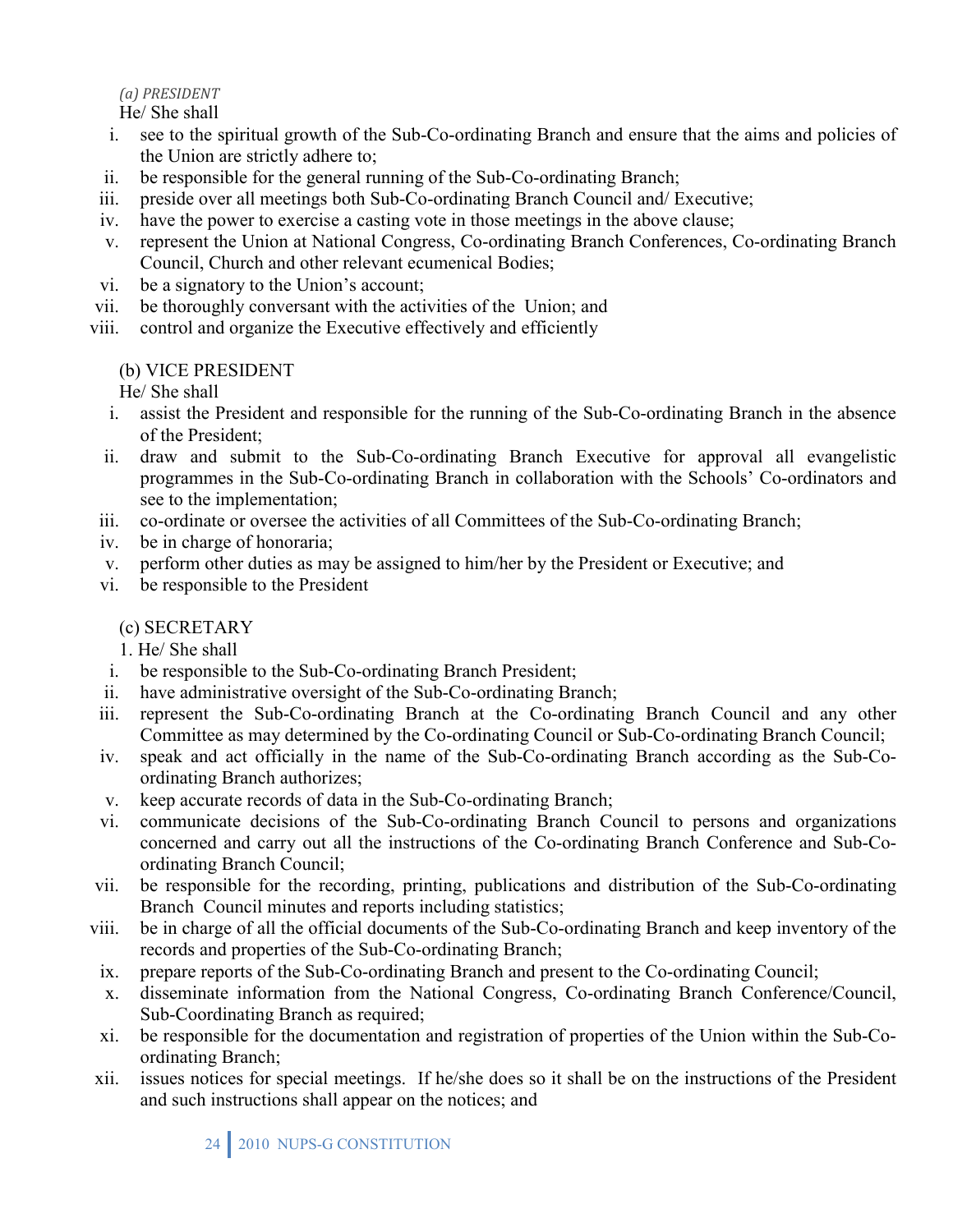*(a) PRESIDENT*

He/ She shall

i. see to the spiritual growth of the Sub-Co-ordinating Branch and ensure that the aims and policies of the Union are strictly adhere to;
ii. be responsible for the general running of the Sub-Co-ordinating Branch;
iii. preside over all meetings both Sub-Co-ordinating Branch Council and/ Executive;
iv. have the power to exercise a casting vote in those meetings in the above clause;
v. represent the Union at National Congress, Co-ordinating Branch Conferences, Co-ordinating Branch Council, Church and other relevant ecumenical Bodies;
vi. be a signatory to the Union's account;
vii. be thoroughly conversant with the activities of the Union; and
viii. control and organize the Executive effectively and efficiently

(b) VICE PRESIDENT

He/ She shall

i. assist the President and responsible for the running of the Sub-Co-ordinating Branch in the absence of the President;
ii. draw and submit to the Sub-Co-ordinating Branch Executive for approval all evangelistic programmes in the Sub-Co-ordinating Branch in collaboration with the Schools' Co-ordinators and see to the implementation;
iii. co-ordinate or oversee the activities of all Committees of the Sub-Co-ordinating Branch;
iv. be in charge of honoraria;
v. perform other duties as may be assigned to him/her by the President or Executive; and
vi. be responsible to the President

(c) SECRETARY

1. He/ She shall

i. be responsible to the Sub-Co-ordinating Branch President;
ii. have administrative oversight of the Sub-Co-ordinating Branch;
iii. represent the Sub-Co-ordinating Branch at the Co-ordinating Branch Council and any other Committee as may determined by the Co-ordinating Council or Sub-Co-ordinating Branch Council;
iv. speak and act officially in the name of the Sub-Co-ordinating Branch according as the Sub-Co-ordinating Branch authorizes;
v. keep accurate records of data in the Sub-Co-ordinating Branch;
vi. communicate decisions of the Sub-Co-ordinating Branch Council to persons and organizations concerned and carry out all the instructions of the Co-ordinating Branch Conference and Sub-Co-ordinating Branch Council;
vii. be responsible for the recording, printing, publications and distribution of the Sub-Co-ordinating Branch Council minutes and reports including statistics;
viii. be in charge of all the official documents of the Sub-Co-ordinating Branch and keep inventory of the records and properties of the Sub-Co-ordinating Branch;
ix. prepare reports of the Sub-Co-ordinating Branch and present to the Co-ordinating Council;
x. disseminate information from the National Congress, Co-ordinating Branch Conference/Council, Sub-Coordinating Branch as required;
xi. be responsible for the documentation and registration of properties of the Union within the Sub-Co-ordinating Branch;
xii. issues notices for special meetings. If he/she does so it shall be on the instructions of the President and such instructions shall appear on the notices; and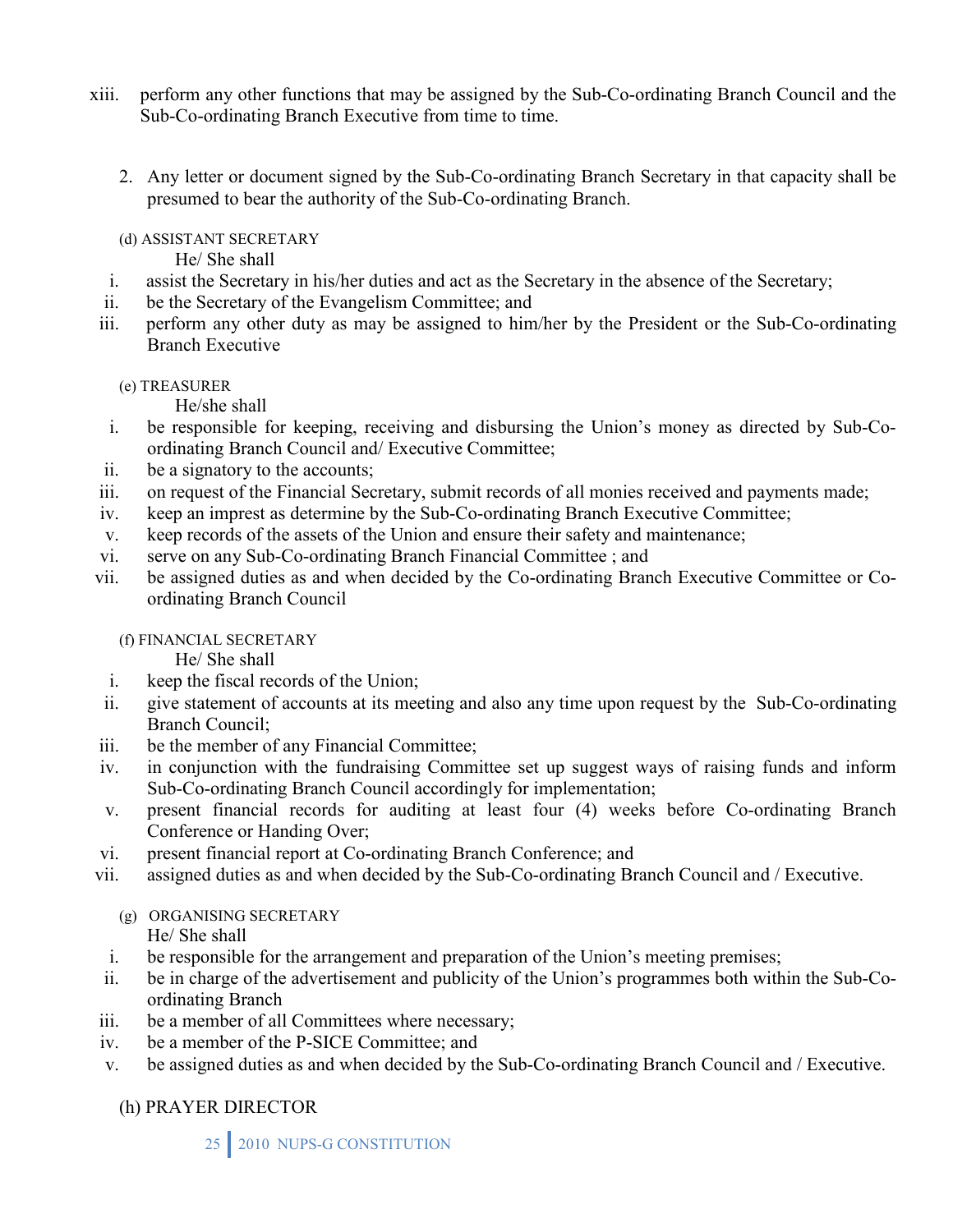xiii. perform any other functions that may be assigned by the Sub-Co-ordinating Branch Council and the Sub-Co-ordinating Branch Executive from time to time.

2. Any letter or document signed by the Sub-Co-ordinating Branch Secretary in that capacity shall be presumed to bear the authority of the Sub-Co-ordinating Branch.

(d) ASSISTANT SECRETARY

He/ She shall

i. assist the Secretary in his/her duties and act as the Secretary in the absence of the Secretary;
ii. be the Secretary of the Evangelism Committee; and
iii. perform any other duty as may be assigned to him/her by the President or the Sub-Co-ordinating Branch Executive

(e) TREASURER

He/she shall

i. be responsible for keeping, receiving and disbursing the Union's money as directed by Sub-Co-ordinating Branch Council and/ Executive Committee;
ii. be a signatory to the accounts;
iii. on request of the Financial Secretary, submit records of all monies received and payments made;
iv. keep an imprest as determine by the Sub-Co-ordinating Branch Executive Committee;
v. keep records of the assets of the Union and ensure their safety and maintenance;
vi. serve on any Sub-Co-ordinating Branch Financial Committee ; and
vii. be assigned duties as and when decided by the Co-ordinating Branch Executive Committee or Co-ordinating Branch Council

(f) FINANCIAL SECRETARY

He/ She shall

i. keep the fiscal records of the Union;
ii. give statement of accounts at its meeting and also any time upon request by the Sub-Co-ordinating Branch Council;
iii. be the member of any Financial Committee;
iv. in conjunction with the fundraising Committee set up suggest ways of raising funds and inform Sub-Co-ordinating Branch Council accordingly for implementation;
v. present financial records for auditing at least four (4) weeks before Co-ordinating Branch Conference or Handing Over;
vi. present financial report at Co-ordinating Branch Conference; and
vii. assigned duties as and when decided by the Sub-Co-ordinating Branch Council and / Executive.

(g) ORGANISING SECRETARY

He/ She shall

i. be responsible for the arrangement and preparation of the Union's meeting premises;
ii. be in charge of the advertisement and publicity of the Union's programmes both within the Sub-Co-ordinating Branch
iii. be a member of all Committees where necessary;
iv. be a member of the P-SICE Committee; and
v. be assigned duties as and when decided by the Sub-Co-ordinating Branch Council and / Executive.

(h) PRAYER DIRECTOR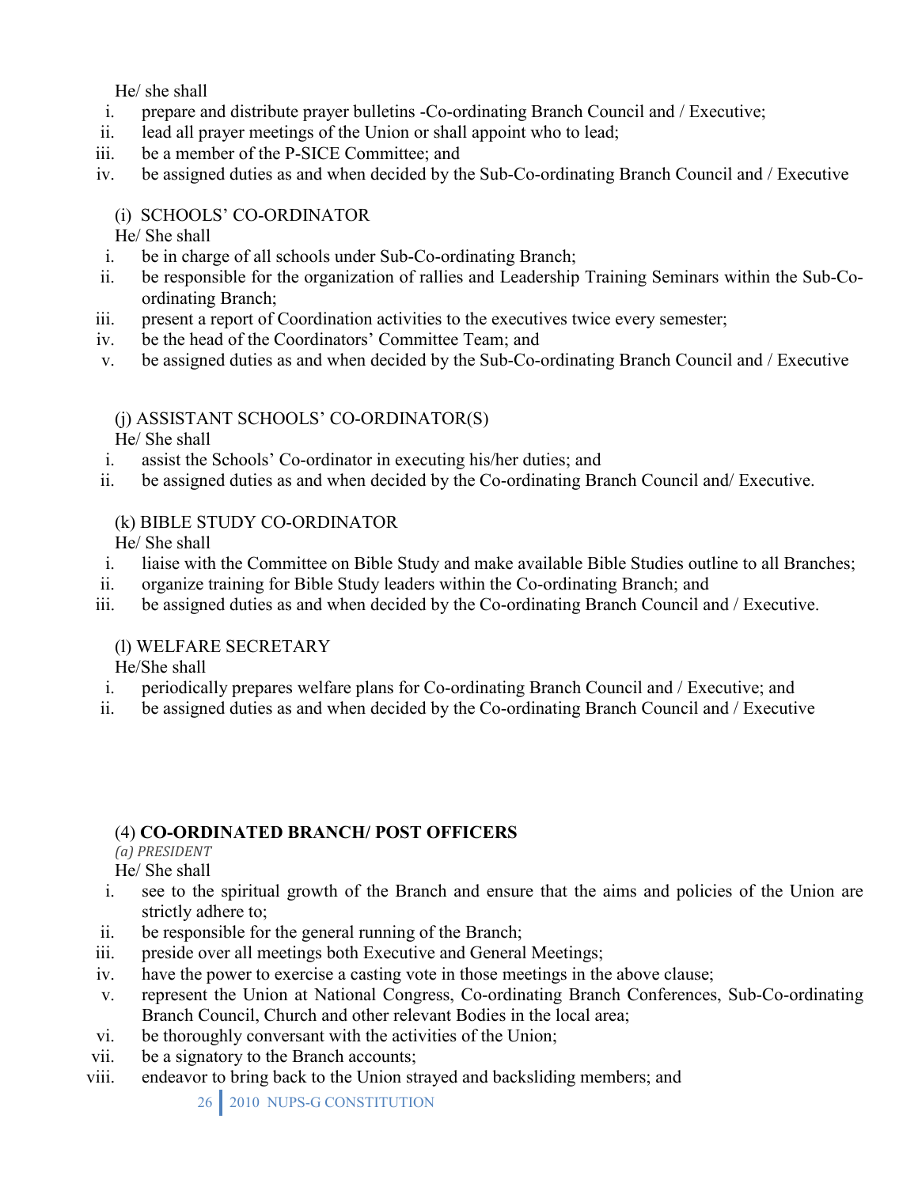He/ she shall

i. prepare and distribute prayer bulletins -Co-ordinating Branch Council and / Executive;
ii. lead all prayer meetings of the Union or shall appoint who to lead;
iii. be a member of the P-SICE Committee; and
iv. be assigned duties as and when decided by the Sub-Co-ordinating Branch Council and / Executive

(i) SCHOOLS' CO-ORDINATOR

He/ She shall

i. be in charge of all schools under Sub-Co-ordinating Branch;
ii. be responsible for the organization of rallies and Leadership Training Seminars within the Sub-Co-ordinating Branch;
iii. present a report of Coordination activities to the executives twice every semester;
iv. be the head of the Coordinators' Committee Team; and
v. be assigned duties as and when decided by the Sub-Co-ordinating Branch Council and / Executive

(j) ASSISTANT SCHOOLS' CO-ORDINATOR(S)

He/ She shall

i. assist the Schools' Co-ordinator in executing his/her duties; and
ii. be assigned duties as and when decided by the Co-ordinating Branch Council and/ Executive.

(k) BIBLE STUDY CO-ORDINATOR

He/ She shall

i. liaise with the Committee on Bible Study and make available Bible Studies outline to all Branches;
ii. organize training for Bible Study leaders within the Co-ordinating Branch; and
iii. be assigned duties as and when decided by the Co-ordinating Branch Council and / Executive.

(l) WELFARE SECRETARY

He/She shall

i. periodically prepares welfare plans for Co-ordinating Branch Council and / Executive; and
ii. be assigned duties as and when decided by the Co-ordinating Branch Council and / Executive

(4) **CO-ORDINATED BRANCH/ POST OFFICERS**

*(a) PRESIDENT*

He/ She shall

i. see to the spiritual growth of the Branch and ensure that the aims and policies of the Union are strictly adhere to;
ii. be responsible for the general running of the Branch;
iii. preside over all meetings both Executive and General Meetings;
iv. have the power to exercise a casting vote in those meetings in the above clause;
v. represent the Union at National Congress, Co-ordinating Branch Conferences, Sub-Co-ordinating Branch Council, Church and other relevant Bodies in the local area;
vi. be thoroughly conversant with the activities of the Union;
vii. be a signatory to the Branch accounts;
viii. endeavor to bring back to the Union strayed and backsliding members; and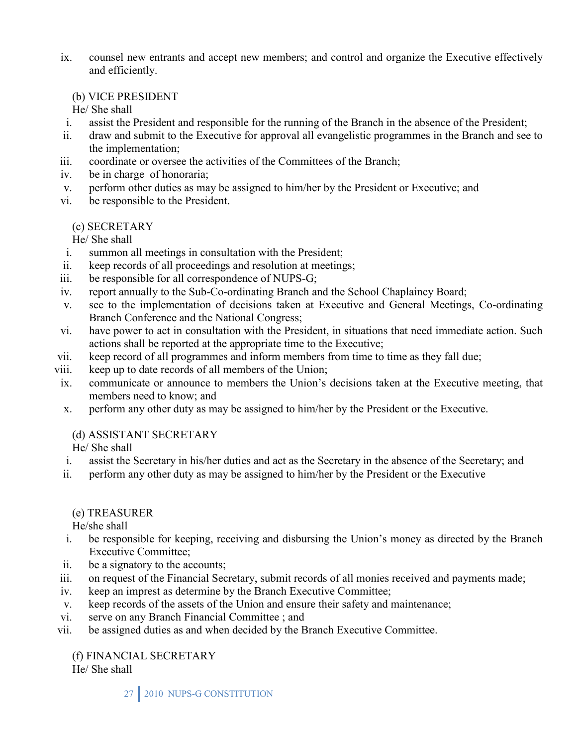ix. counsel new entrants and accept new members; and control and organize the Executive effectively and efficiently.

(b) VICE PRESIDENT

He/ She shall

i. assist the President and responsible for the running of the Branch in the absence of the President;
ii. draw and submit to the Executive for approval all evangelistic programmes in the Branch and see to the implementation;
iii. coordinate or oversee the activities of the Committees of the Branch;
iv. be in charge of honoraria;
v. perform other duties as may be assigned to him/her by the President or Executive; and
vi. be responsible to the President.

(c) SECRETARY

He/ She shall

i. summon all meetings in consultation with the President;
ii. keep records of all proceedings and resolution at meetings;
iii. be responsible for all correspondence of NUPS-G;
iv. report annually to the Sub-Co-ordinating Branch and the School Chaplaincy Board;
v. see to the implementation of decisions taken at Executive and General Meetings, Co-ordinating Branch Conference and the National Congress;
vi. have power to act in consultation with the President, in situations that need immediate action. Such actions shall be reported at the appropriate time to the Executive;
vii. keep record of all programmes and inform members from time to time as they fall due;
viii. keep up to date records of all members of the Union;
ix. communicate or announce to members the Union's decisions taken at the Executive meeting, that members need to know; and
x. perform any other duty as may be assigned to him/her by the President or the Executive.

(d) ASSISTANT SECRETARY

He/ She shall

i. assist the Secretary in his/her duties and act as the Secretary in the absence of the Secretary; and
ii. perform any other duty as may be assigned to him/her by the President or the Executive

(e) TREASURER

He/she shall

i. be responsible for keeping, receiving and disbursing the Union's money as directed by the Branch Executive Committee;
ii. be a signatory to the accounts;
iii. on request of the Financial Secretary, submit records of all monies received and payments made;
iv. keep an imprest as determine by the Branch Executive Committee;
v. keep records of the assets of the Union and ensure their safety and maintenance;
vi. serve on any Branch Financial Committee ; and
vii. be assigned duties as and when decided by the Branch Executive Committee.

(f) FINANCIAL SECRETARY

He/ She shall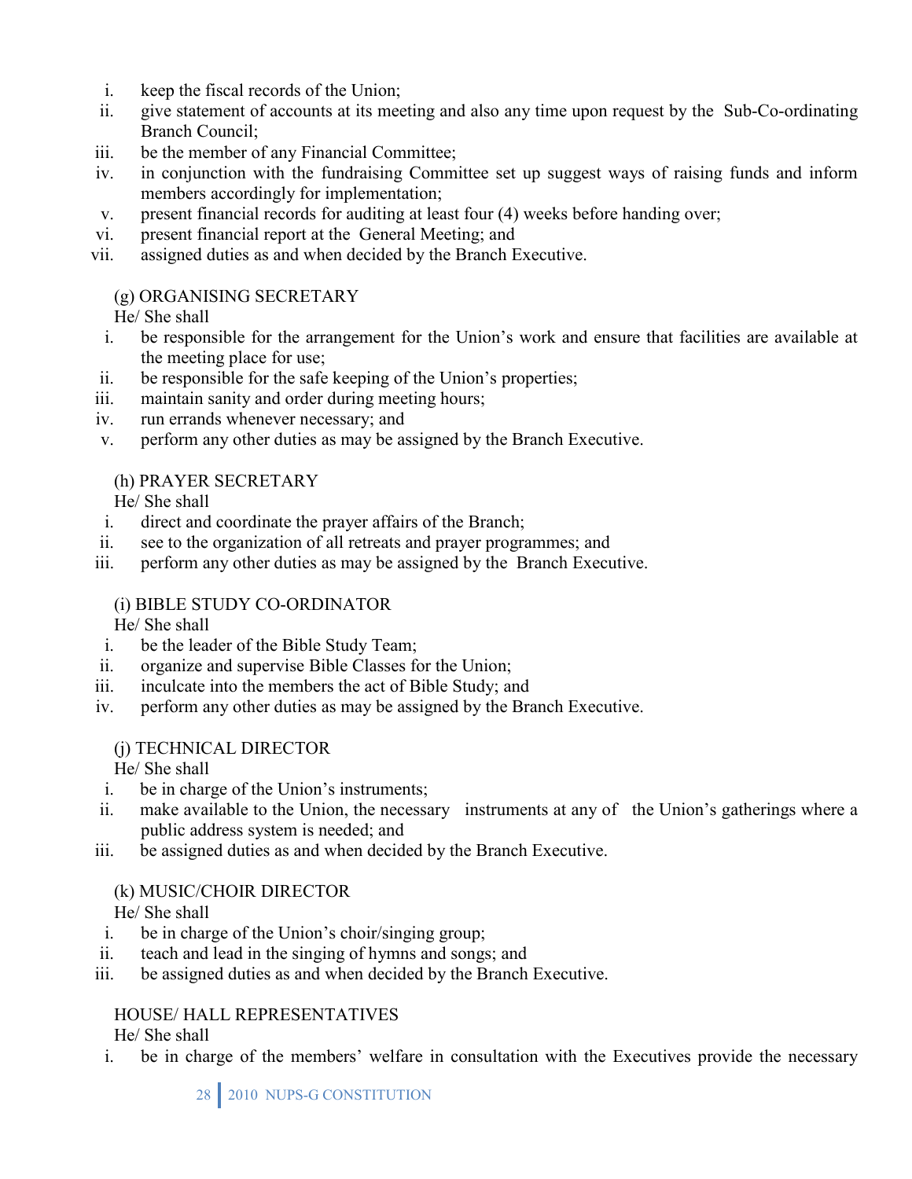i. keep the fiscal records of the Union;
ii. give statement of accounts at its meeting and also any time upon request by the Sub-Co-ordinating Branch Council;
iii. be the member of any Financial Committee;
iv. in conjunction with the fundraising Committee set up suggest ways of raising funds and inform members accordingly for implementation;
v. present financial records for auditing at least four (4) weeks before handing over;
vi. present financial report at the General Meeting; and
vii. assigned duties as and when decided by the Branch Executive.

(g) ORGANISING SECRETARY

He/ She shall

i. be responsible for the arrangement for the Union's work and ensure that facilities are available at the meeting place for use;
ii. be responsible for the safe keeping of the Union's properties;
iii. maintain sanity and order during meeting hours;
iv. run errands whenever necessary; and
v. perform any other duties as may be assigned by the Branch Executive.

(h) PRAYER SECRETARY

He/ She shall

i. direct and coordinate the prayer affairs of the Branch;
ii. see to the organization of all retreats and prayer programmes; and
iii. perform any other duties as may be assigned by the Branch Executive.

(i) BIBLE STUDY CO-ORDINATOR

He/ She shall

i. be the leader of the Bible Study Team;
ii. organize and supervise Bible Classes for the Union;
iii. inculcate into the members the act of Bible Study; and
iv. perform any other duties as may be assigned by the Branch Executive.

(j) TECHNICAL DIRECTOR

He/ She shall

i. be in charge of the Union's instruments;
ii. make available to the Union, the necessary instruments at any of the Union's gatherings where a public address system is needed; and
iii. be assigned duties as and when decided by the Branch Executive.

(k) MUSIC/CHOIR DIRECTOR

He/ She shall

i. be in charge of the Union's choir/singing group;
ii. teach and lead in the singing of hymns and songs; and
iii. be assigned duties as and when decided by the Branch Executive.

HOUSE/ HALL REPRESENTATIVES

He/ She shall

i. be in charge of the members' welfare in consultation with the Executives provide the necessary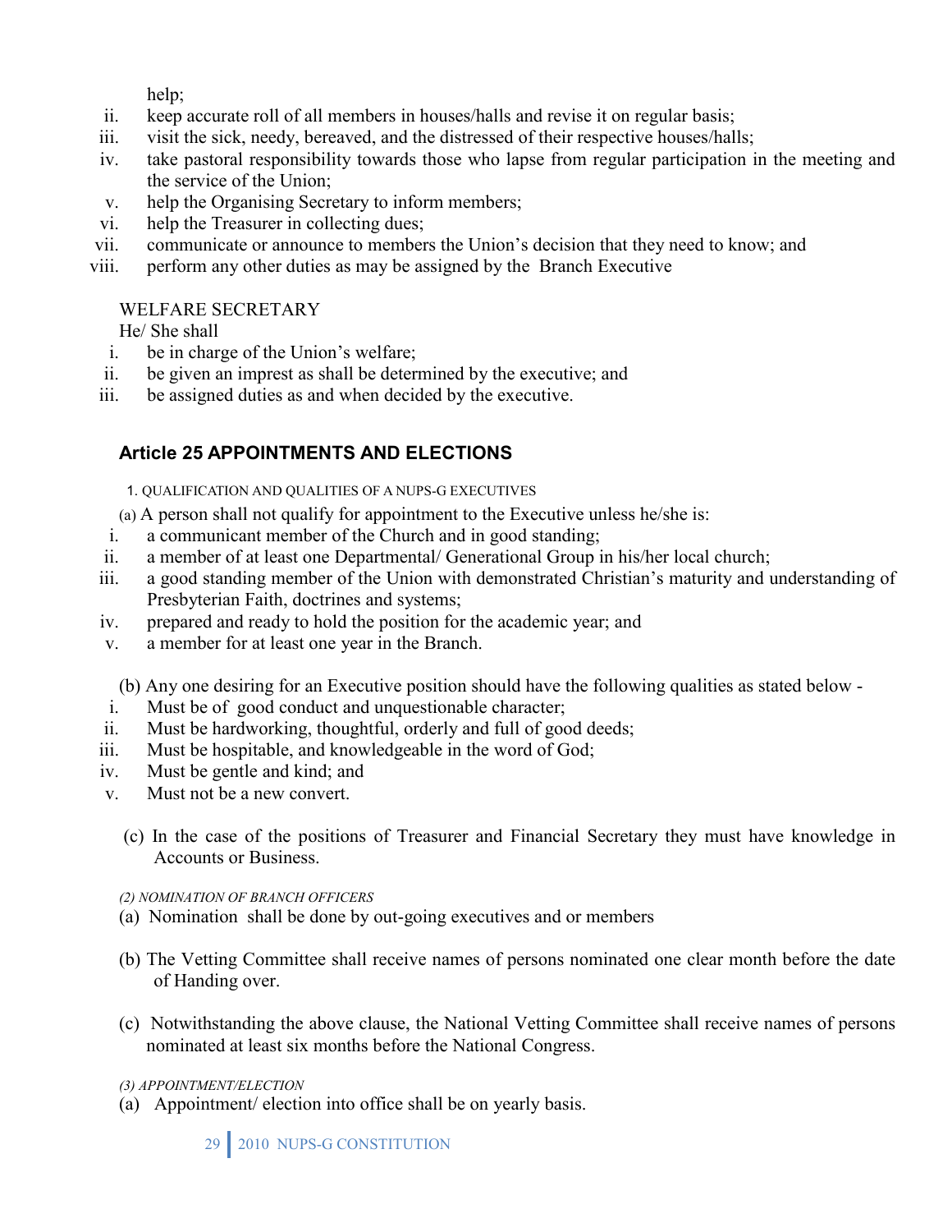help;

ii. keep accurate roll of all members in houses/halls and revise it on regular basis;
iii. visit the sick, needy, bereaved, and the distressed of their respective houses/halls;
iv. take pastoral responsibility towards those who lapse from regular participation in the meeting and the service of the Union;
v. help the Organising Secretary to inform members;
vi. help the Treasurer in collecting dues;
vii. communicate or announce to members the Union's decision that they need to know; and
viii. perform any other duties as may be assigned by the Branch Executive

WELFARE SECRETARY

He/ She shall

i. be in charge of the Union's welfare;
ii. be given an imprest as shall be determined by the executive; and
iii. be assigned duties as and when decided by the executive.

## Article 25 APPOINTMENTS AND ELECTIONS

1. QUALIFICATION AND QUALITIES OF A NUPS-G EXECUTIVES

(a) A person shall not qualify for appointment to the Executive unless he/she is:

i. a communicant member of the Church and in good standing;
ii. a member of at least one Departmental/ Generational Group in his/her local church;
iii. a good standing member of the Union with demonstrated Christian's maturity and understanding of Presbyterian Faith, doctrines and systems;
iv. prepared and ready to hold the position for the academic year; and
v. a member for at least one year in the Branch.

(b) Any one desiring for an Executive position should have the following qualities as stated below -

i. Must be of good conduct and unquestionable character;
ii. Must be hardworking, thoughtful, orderly and full of good deeds;
iii. Must be hospitable, and knowledgeable in the word of God;
iv. Must be gentle and kind; and
v. Must not be a new convert.

(c) In the case of the positions of Treasurer and Financial Secretary they must have knowledge in Accounts or Business.

*(2) NOMINATION OF BRANCH OFFICERS*

(a) Nomination shall be done by out-going executives and or members

(b) The Vetting Committee shall receive names of persons nominated one clear month before the date of Handing over.

(c) Notwithstanding the above clause, the National Vetting Committee shall receive names of persons nominated at least six months before the National Congress.

*(3) APPOINTMENT/ELECTION*

(a) Appointment/ election into office shall be on yearly basis.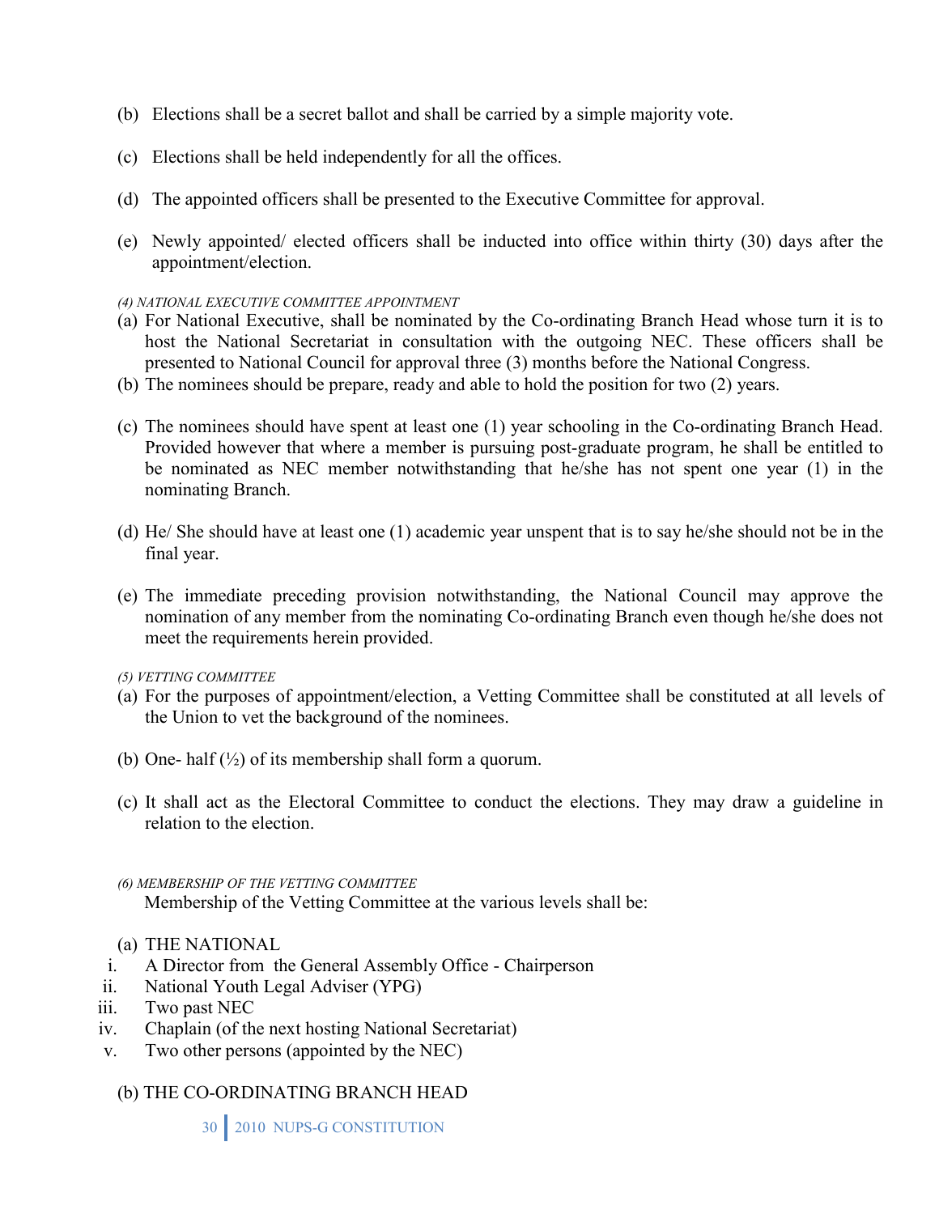(b) Elections shall be a secret ballot and shall be carried by a simple majority vote.

(c) Elections shall be held independently for all the offices.

(d) The appointed officers shall be presented to the Executive Committee for approval.

(e) Newly appointed/ elected officers shall be inducted into office within thirty (30) days after the appointment/election.

*(4) NATIONAL EXECUTIVE COMMITTEE APPOINTMENT*

(a) For National Executive, shall be nominated by the Co-ordinating Branch Head whose turn it is to host the National Secretariat in consultation with the outgoing NEC. These officers shall be presented to National Council for approval three (3) months before the National Congress.

(b) The nominees should be prepare, ready and able to hold the position for two (2) years.

(c) The nominees should have spent at least one (1) year schooling in the Co-ordinating Branch Head. Provided however that where a member is pursuing post-graduate program, he shall be entitled to be nominated as NEC member notwithstanding that he/she has not spent one year (1) in the nominating Branch.

(d) He/ She should have at least one (1) academic year unspent that is to say he/she should not be in the final year.

(e) The immediate preceding provision notwithstanding, the National Council may approve the nomination of any member from the nominating Co-ordinating Branch even though he/she does not meet the requirements herein provided.

*(5) VETTING COMMITTEE*

(a) For the purposes of appointment/election, a Vetting Committee shall be constituted at all levels of the Union to vet the background of the nominees.

(b) One- half (½) of its membership shall form a quorum.

(c) It shall act as the Electoral Committee to conduct the elections. They may draw a guideline in relation to the election.

*(6) MEMBERSHIP OF THE VETTING COMMITTEE*

Membership of the Vetting Committee at the various levels shall be:

(a) THE NATIONAL

i. A Director from the General Assembly Office - Chairperson
ii. National Youth Legal Adviser (YPG)
iii. Two past NEC
iv. Chaplain (of the next hosting National Secretariat)
v. Two other persons (appointed by the NEC)

(b) THE CO-ORDINATING BRANCH HEAD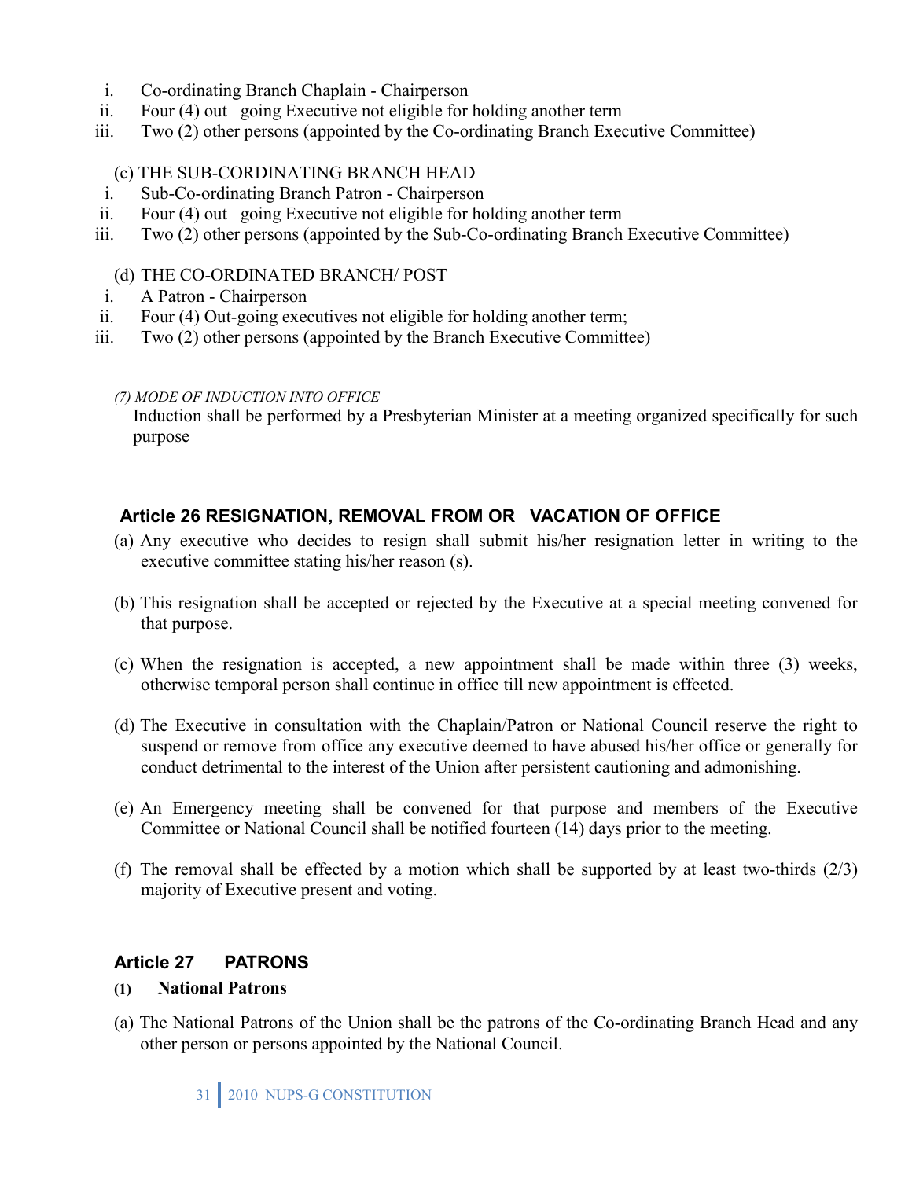i. Co-ordinating Branch Chaplain - Chairperson
ii. Four (4) out– going Executive not eligible for holding another term
iii. Two (2) other persons (appointed by the Co-ordinating Branch Executive Committee)

(c) THE SUB-CORDINATING BRANCH HEAD

i. Sub-Co-ordinating Branch Patron - Chairperson
ii. Four (4) out– going Executive not eligible for holding another term
iii. Two (2) other persons (appointed by the Sub-Co-ordinating Branch Executive Committee)

(d) THE CO-ORDINATED BRANCH/ POST

i. A Patron - Chairperson
ii. Four (4) Out-going executives not eligible for holding another term;
iii. Two (2) other persons (appointed by the Branch Executive Committee)

*(7) MODE OF INDUCTION INTO OFFICE*

Induction shall be performed by a Presbyterian Minister at a meeting organized specifically for such purpose

## Article 26 RESIGNATION, REMOVAL FROM OR VACATION OF OFFICE

(a) Any executive who decides to resign shall submit his/her resignation letter in writing to the executive committee stating his/her reason (s).

(b) This resignation shall be accepted or rejected by the Executive at a special meeting convened for that purpose.

(c) When the resignation is accepted, a new appointment shall be made within three (3) weeks, otherwise temporal person shall continue in office till new appointment is effected.

(d) The Executive in consultation with the Chaplain/Patron or National Council reserve the right to suspend or remove from office any executive deemed to have abused his/her office or generally for conduct detrimental to the interest of the Union after persistent cautioning and admonishing.

(e) An Emergency meeting shall be convened for that purpose and members of the Executive Committee or National Council shall be notified fourteen (14) days prior to the meeting.

(f) The removal shall be effected by a motion which shall be supported by at least two-thirds (2/3) majority of Executive present and voting.

## Article 27 PATRONS

**(1) National Patrons**

(a) The National Patrons of the Union shall be the patrons of the Co-ordinating Branch Head and any other person or persons appointed by the National Council.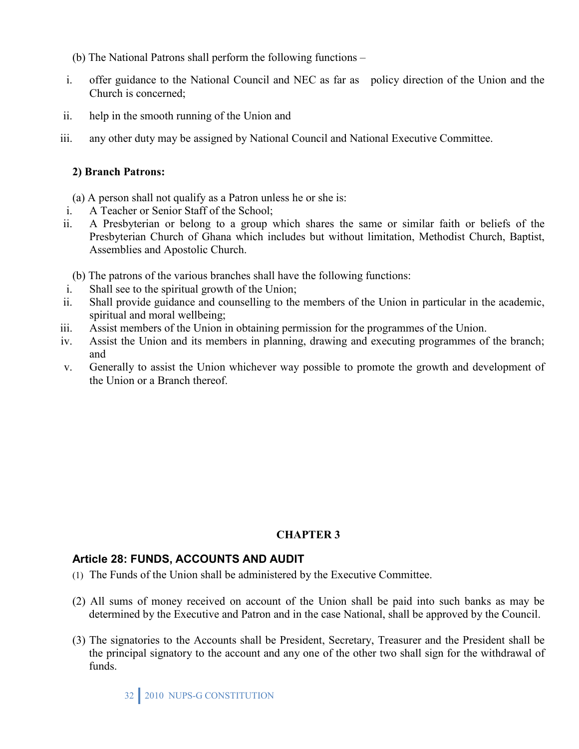(b) The National Patrons shall perform the following functions –

i. offer guidance to the National Council and NEC as far as policy direction of the Union and the Church is concerned;

ii. help in the smooth running of the Union and

iii. any other duty may be assigned by National Council and National Executive Committee.

**2) Branch Patrons:**

(a) A person shall not qualify as a Patron unless he or she is:

i. A Teacher or Senior Staff of the School;

ii. A Presbyterian or belong to a group which shares the same or similar faith or beliefs of the Presbyterian Church of Ghana which includes but without limitation, Methodist Church, Baptist, Assemblies and Apostolic Church.

(b) The patrons of the various branches shall have the following functions:

i. Shall see to the spiritual growth of the Union;

ii. Shall provide guidance and counselling to the members of the Union in particular in the academic, spiritual and moral wellbeing;

iii. Assist members of the Union in obtaining permission for the programmes of the Union.

iv. Assist the Union and its members in planning, drawing and executing programmes of the branch; and

v. Generally to assist the Union whichever way possible to promote the growth and development of the Union or a Branch thereof.

# CHAPTER 3

## Article 28: FUNDS, ACCOUNTS AND AUDIT

(1) The Funds of the Union shall be administered by the Executive Committee.

(2) All sums of money received on account of the Union shall be paid into such banks as may be determined by the Executive and Patron and in the case National, shall be approved by the Council.

(3) The signatories to the Accounts shall be President, Secretary, Treasurer and the President shall be the principal signatory to the account and any one of the other two shall sign for the withdrawal of funds.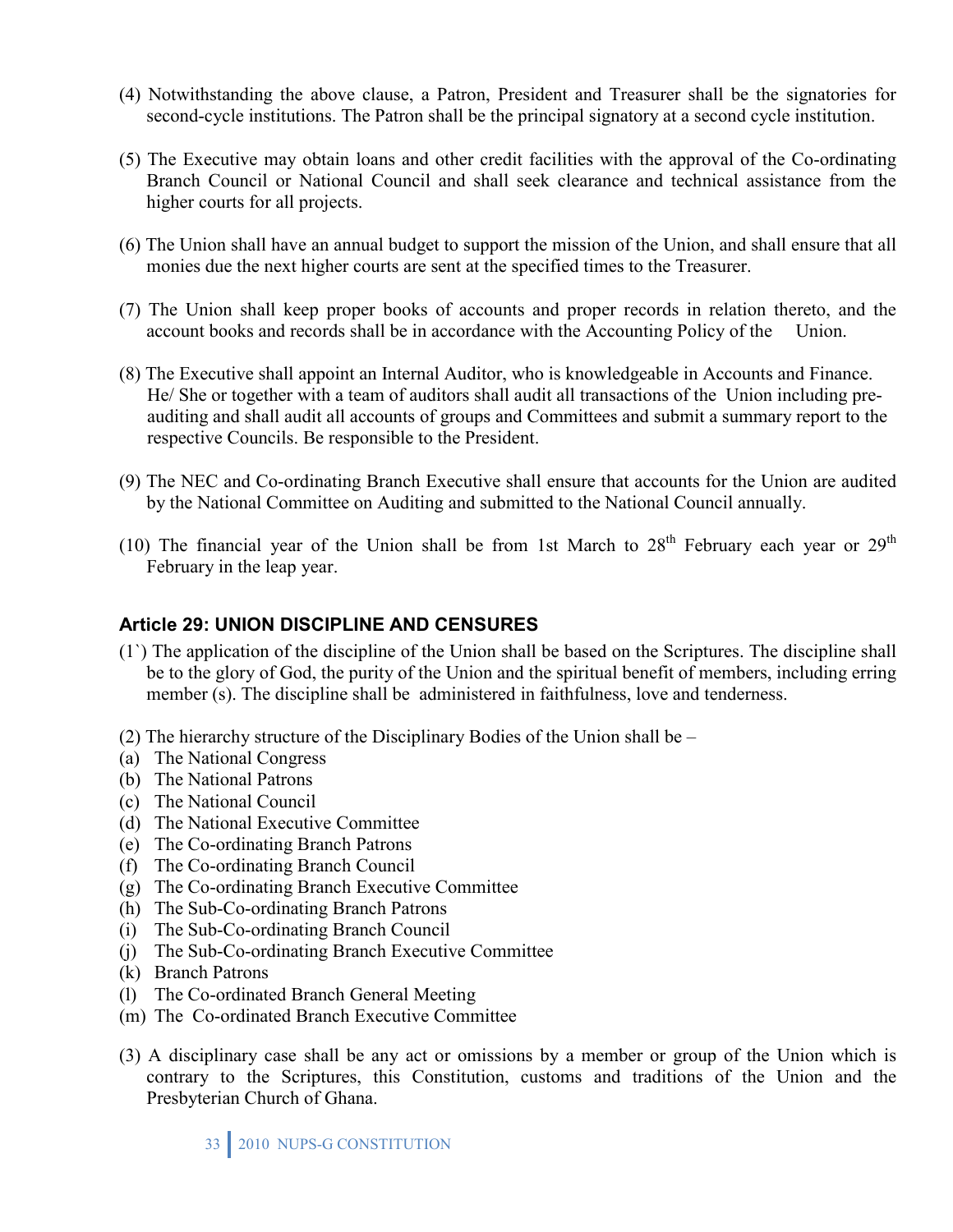(4) Notwithstanding the above clause, a Patron, President and Treasurer shall be the signatories for second-cycle institutions. The Patron shall be the principal signatory at a second cycle institution.

(5) The Executive may obtain loans and other credit facilities with the approval of the Co-ordinating Branch Council or National Council and shall seek clearance and technical assistance from the higher courts for all projects.

(6) The Union shall have an annual budget to support the mission of the Union, and shall ensure that all monies due the next higher courts are sent at the specified times to the Treasurer.

(7) The Union shall keep proper books of accounts and proper records in relation thereto, and the account books and records shall be in accordance with the Accounting Policy of the Union.

(8) The Executive shall appoint an Internal Auditor, who is knowledgeable in Accounts and Finance. He/ She or together with a team of auditors shall audit all transactions of the Union including pre-auditing and shall audit all accounts of groups and Committees and submit a summary report to the respective Councils. Be responsible to the President.

(9) The NEC and Co-ordinating Branch Executive shall ensure that accounts for the Union are audited by the National Committee on Auditing and submitted to the National Council annually.

(10) The financial year of the Union shall be from 1st March to 28th February each year or 29th February in the leap year.

### Article 29: UNION DISCIPLINE AND CENSURES

(1`) The application of the discipline of the Union shall be based on the Scriptures. The discipline shall be to the glory of God, the purity of the Union and the spiritual benefit of members, including erring member (s). The discipline shall be administered in faithfulness, love and tenderness.

(2) The hierarchy structure of the Disciplinary Bodies of the Union shall be –

(a) The National Congress
(b) The National Patrons
(c) The National Council
(d) The National Executive Committee
(e) The Co-ordinating Branch Patrons
(f) The Co-ordinating Branch Council
(g) The Co-ordinating Branch Executive Committee
(h) The Sub-Co-ordinating Branch Patrons
(i) The Sub-Co-ordinating Branch Council
(j) The Sub-Co-ordinating Branch Executive Committee
(k) Branch Patrons
(l) The Co-ordinated Branch General Meeting
(m) The Co-ordinated Branch Executive Committee

(3) A disciplinary case shall be any act or omissions by a member or group of the Union which is contrary to the Scriptures, this Constitution, customs and traditions of the Union and the Presbyterian Church of Ghana.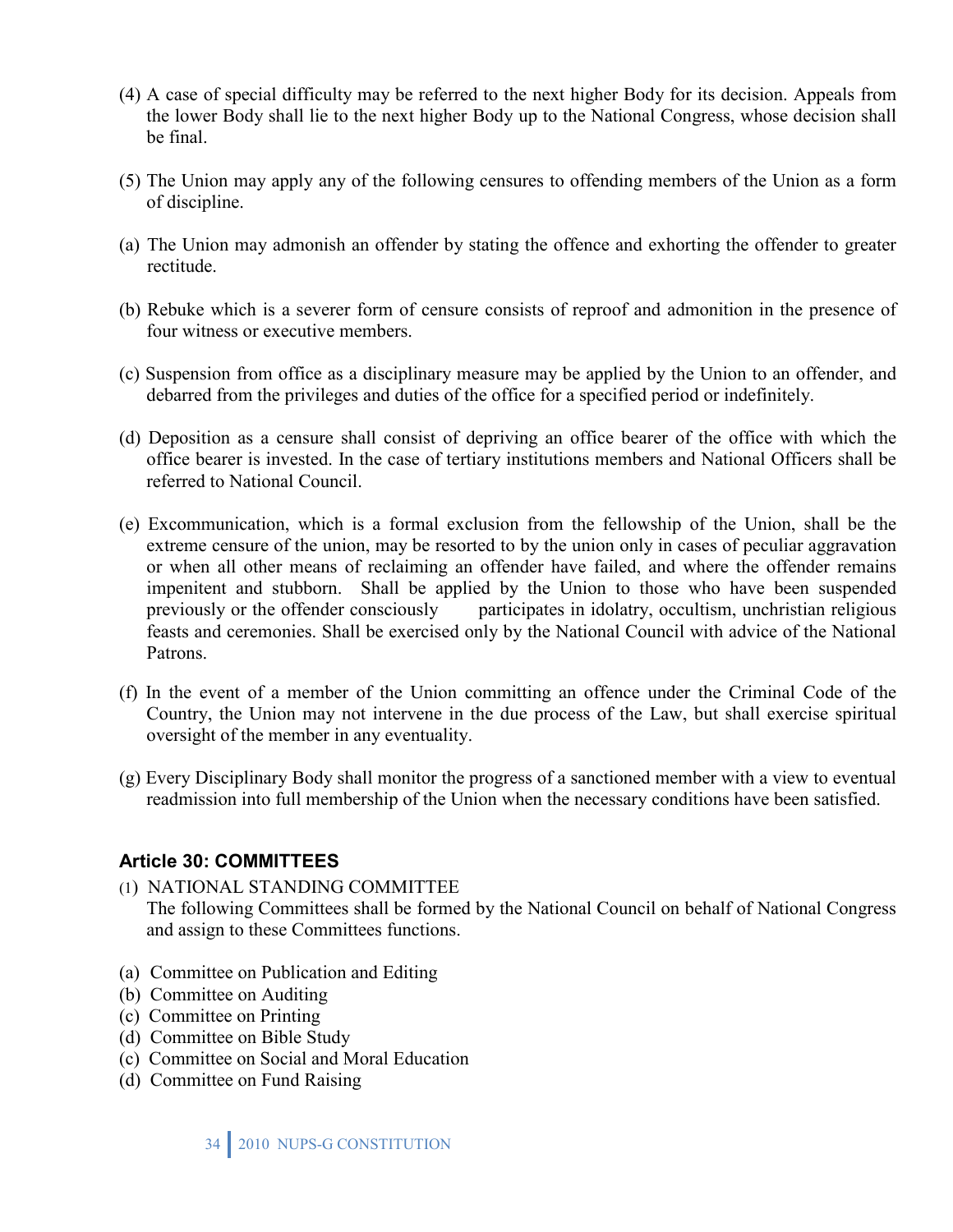(4) A case of special difficulty may be referred to the next higher Body for its decision. Appeals from the lower Body shall lie to the next higher Body up to the National Congress, whose decision shall be final.

(5) The Union may apply any of the following censures to offending members of the Union as a form of discipline.

(a) The Union may admonish an offender by stating the offence and exhorting the offender to greater rectitude.

(b) Rebuke which is a severer form of censure consists of reproof and admonition in the presence of four witness or executive members.

(c) Suspension from office as a disciplinary measure may be applied by the Union to an offender, and debarred from the privileges and duties of the office for a specified period or indefinitely.

(d) Deposition as a censure shall consist of depriving an office bearer of the office with which the office bearer is invested. In the case of tertiary institutions members and National Officers shall be referred to National Council.

(e) Excommunication, which is a formal exclusion from the fellowship of the Union, shall be the extreme censure of the union, may be resorted to by the union only in cases of peculiar aggravation or when all other means of reclaiming an offender have failed, and where the offender remains impenitent and stubborn. Shall be applied by the Union to those who have been suspended previously or the offender consciously participates in idolatry, occultism, unchristian religious feasts and ceremonies. Shall be exercised only by the National Council with advice of the National Patrons.

(f) In the event of a member of the Union committing an offence under the Criminal Code of the Country, the Union may not intervene in the due process of the Law, but shall exercise spiritual oversight of the member in any eventuality.

(g) Every Disciplinary Body shall monitor the progress of a sanctioned member with a view to eventual readmission into full membership of the Union when the necessary conditions have been satisfied.

### Article 30: COMMITTEES

(1) NATIONAL STANDING COMMITTEE
The following Committees shall be formed by the National Council on behalf of National Congress and assign to these Committees functions.

(a) Committee on Publication and Editing
(b) Committee on Auditing
(c) Committee on Printing
(d) Committee on Bible Study
(c) Committee on Social and Moral Education
(d) Committee on Fund Raising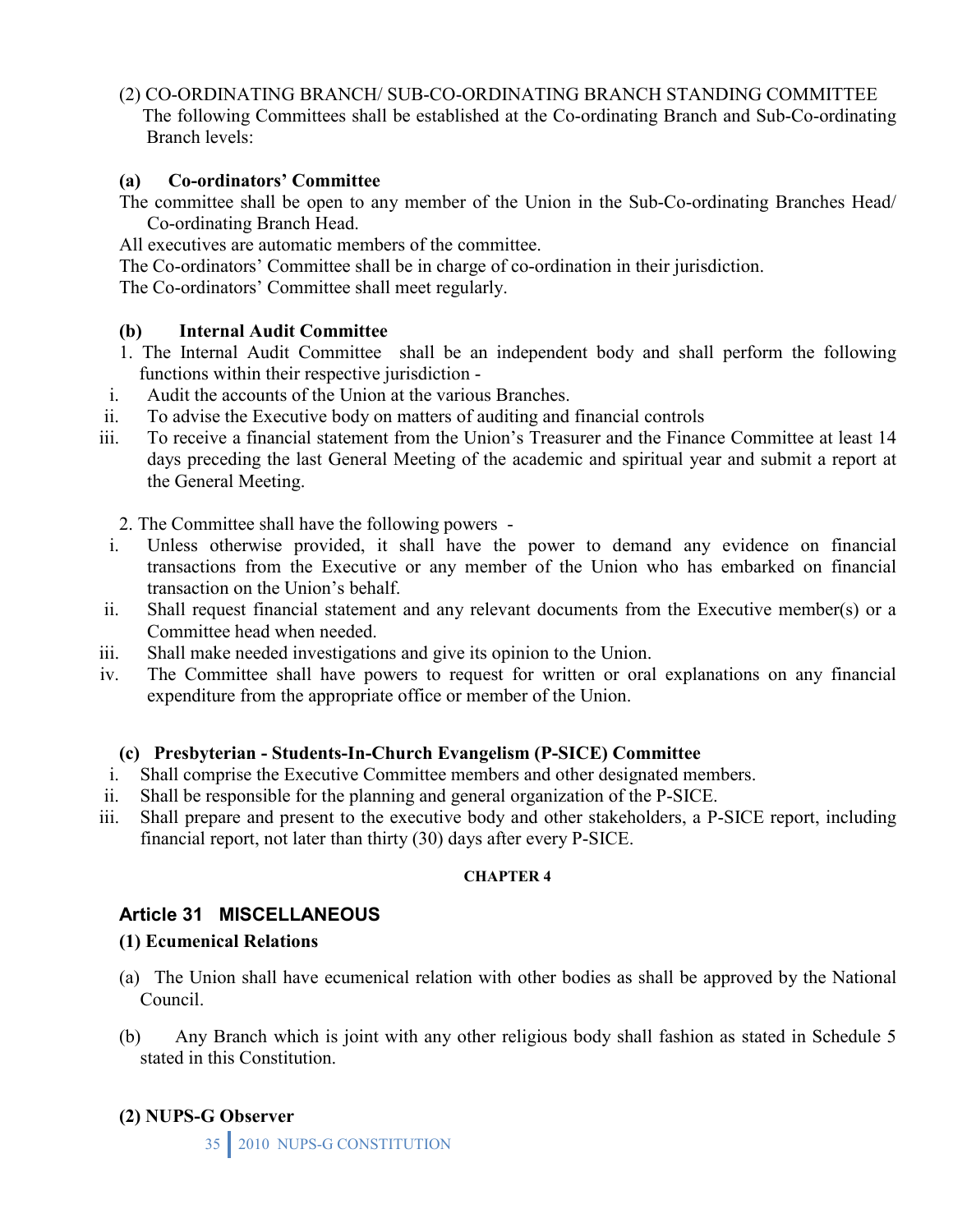(2) CO-ORDINATING BRANCH/ SUB-CO-ORDINATING BRANCH STANDING COMMITTEE

The following Committees shall be established at the Co-ordinating Branch and Sub-Co-ordinating Branch levels:

**(a) Co-ordinators' Committee**

The committee shall be open to any member of the Union in the Sub-Co-ordinating Branches Head/ Co-ordinating Branch Head.

All executives are automatic members of the committee.

The Co-ordinators' Committee shall be in charge of co-ordination in their jurisdiction.

The Co-ordinators' Committee shall meet regularly.

**(b) Internal Audit Committee**

1. The Internal Audit Committee shall be an independent body and shall perform the following functions within their respective jurisdiction -

   i. Audit the accounts of the Union at the various Branches.

   ii. To advise the Executive body on matters of auditing and financial controls

   iii. To receive a financial statement from the Union's Treasurer and the Finance Committee at least 14 days preceding the last General Meeting of the academic and spiritual year and submit a report at the General Meeting.

2. The Committee shall have the following powers -

   i. Unless otherwise provided, it shall have the power to demand any evidence on financial transactions from the Executive or any member of the Union who has embarked on financial transaction on the Union's behalf.

   ii. Shall request financial statement and any relevant documents from the Executive member(s) or a Committee head when needed.

   iii. Shall make needed investigations and give its opinion to the Union.

   iv. The Committee shall have powers to request for written or oral explanations on any financial expenditure from the appropriate office or member of the Union.

**(c) Presbyterian - Students-In-Church Evangelism (P-SICE) Committee**

i. Shall comprise the Executive Committee members and other designated members.

ii. Shall be responsible for the planning and general organization of the P-SICE.

iii. Shall prepare and present to the executive body and other stakeholders, a P-SICE report, including financial report, not later than thirty (30) days after every P-SICE.

**CHAPTER 4**

## Article 31 MISCELLANEOUS

**(1) Ecumenical Relations**

(a) The Union shall have ecumenical relation with other bodies as shall be approved by the National Council.

(b) Any Branch which is joint with any other religious body shall fashion as stated in Schedule 5 stated in this Constitution.

**(2) NUPS-G Observer**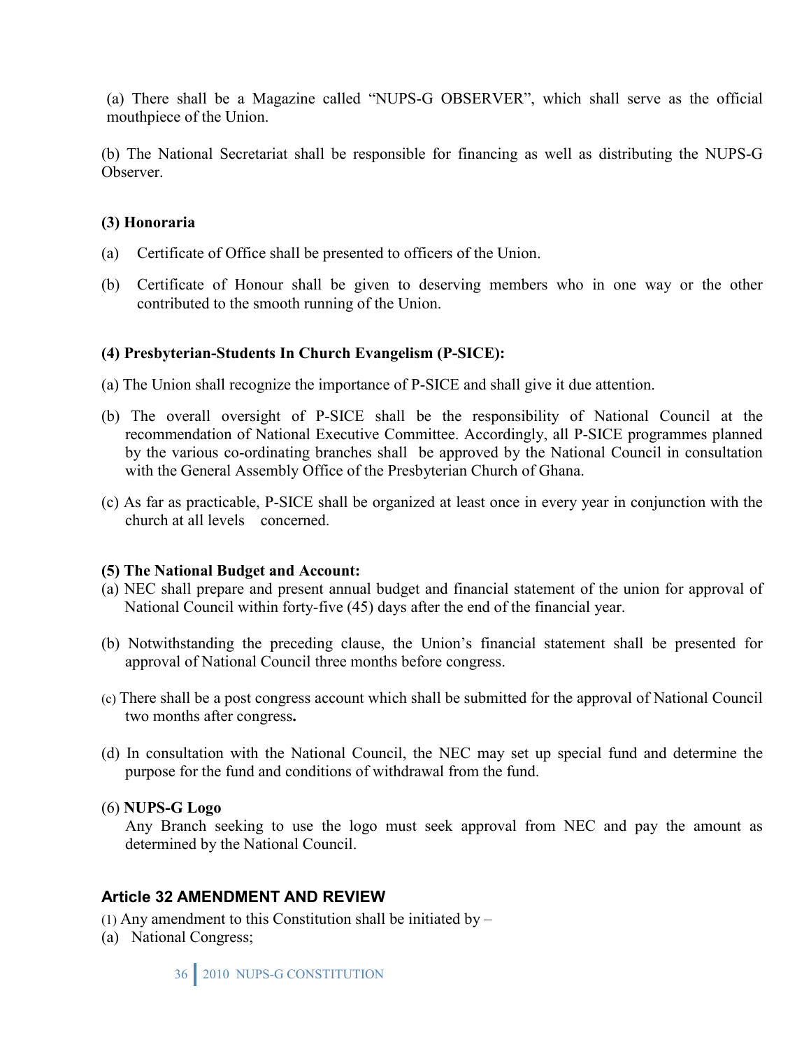(a) There shall be a Magazine called "NUPS-G OBSERVER", which shall serve as the official mouthpiece of the Union.

(b) The National Secretariat shall be responsible for financing as well as distributing the NUPS-G Observer.

**(3) Honoraria**

(a) Certificate of Office shall be presented to officers of the Union.

(b) Certificate of Honour shall be given to deserving members who in one way or the other contributed to the smooth running of the Union.

**(4) Presbyterian-Students In Church Evangelism (P-SICE):**

(a) The Union shall recognize the importance of P-SICE and shall give it due attention.

(b) The overall oversight of P-SICE shall be the responsibility of National Council at the recommendation of National Executive Committee. Accordingly, all P-SICE programmes planned by the various co-ordinating branches shall be approved by the National Council in consultation with the General Assembly Office of the Presbyterian Church of Ghana.

(c) As far as practicable, P-SICE shall be organized at least once in every year in conjunction with the church at all levels concerned.

**(5) The National Budget and Account:**

(a) NEC shall prepare and present annual budget and financial statement of the union for approval of National Council within forty-five (45) days after the end of the financial year.

(b) Notwithstanding the preceding clause, the Union's financial statement shall be presented for approval of National Council three months before congress.

(c) There shall be a post congress account which shall be submitted for the approval of National Council two months after congress**.**

(d) In consultation with the National Council, the NEC may set up special fund and determine the purpose for the fund and conditions of withdrawal from the fund.

(6) **NUPS-G Logo**

Any Branch seeking to use the logo must seek approval from NEC and pay the amount as determined by the National Council.

### Article 32 AMENDMENT AND REVIEW

(1) Any amendment to this Constitution shall be initiated by –

(a) National Congress;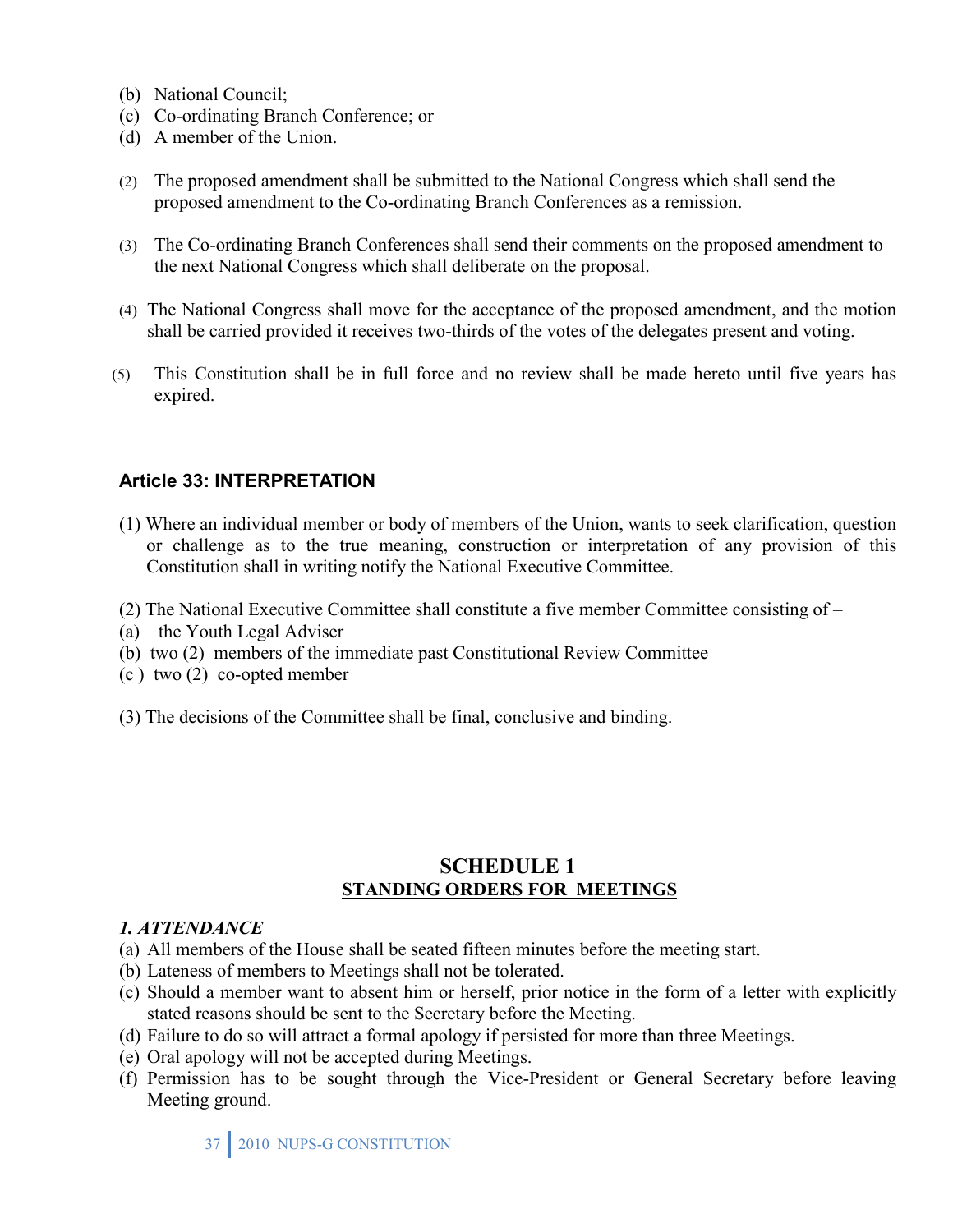(b) National Council;
(c) Co-ordinating Branch Conference; or
(d) A member of the Union.

(2) The proposed amendment shall be submitted to the National Congress which shall send the proposed amendment to the Co-ordinating Branch Conferences as a remission.

(3) The Co-ordinating Branch Conferences shall send their comments on the proposed amendment to the next National Congress which shall deliberate on the proposal.

(4) The National Congress shall move for the acceptance of the proposed amendment, and the motion shall be carried provided it receives two-thirds of the votes of the delegates present and voting.

(5) This Constitution shall be in full force and no review shall be made hereto until five years has expired.

### Article 33: INTERPRETATION

(1) Where an individual member or body of members of the Union, wants to seek clarification, question or challenge as to the true meaning, construction or interpretation of any provision of this Constitution shall in writing notify the National Executive Committee.

(2) The National Executive Committee shall constitute a five member Committee consisting of –
(a) the Youth Legal Adviser
(b) two (2) members of the immediate past Constitutional Review Committee
(c ) two (2) co-opted member

(3) The decisions of the Committee shall be final, conclusive and binding.

## SCHEDULE 1
## STANDING ORDERS FOR MEETINGS

***1. ATTENDANCE***

(a) All members of the House shall be seated fifteen minutes before the meeting start.
(b) Lateness of members to Meetings shall not be tolerated.
(c) Should a member want to absent him or herself, prior notice in the form of a letter with explicitly stated reasons should be sent to the Secretary before the Meeting.
(d) Failure to do so will attract a formal apology if persisted for more than three Meetings.
(e) Oral apology will not be accepted during Meetings.
(f) Permission has to be sought through the Vice-President or General Secretary before leaving Meeting ground.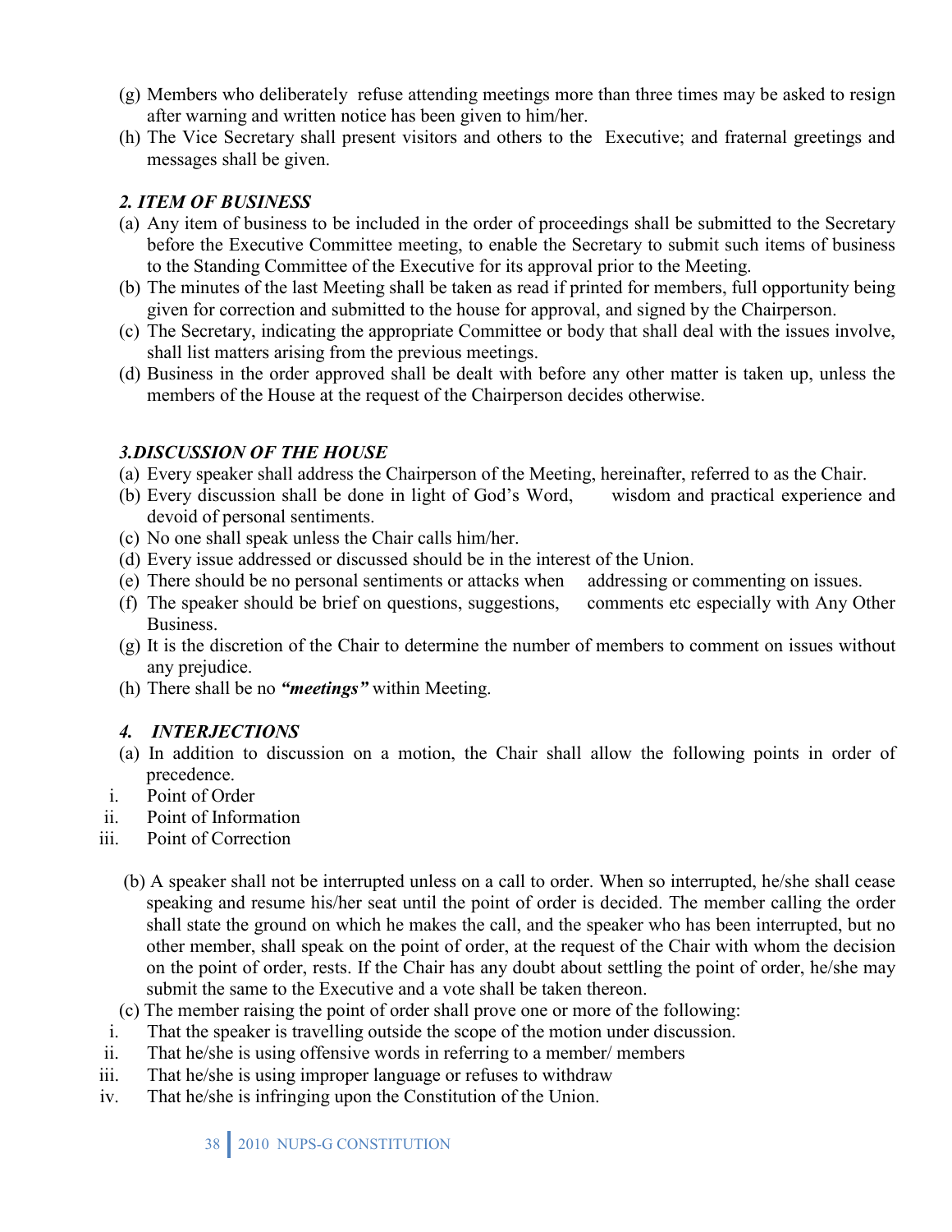(g) Members who deliberately refuse attending meetings more than three times may be asked to resign after warning and written notice has been given to him/her.

(h) The Vice Secretary shall present visitors and others to the Executive; and fraternal greetings and messages shall be given.

### *2. ITEM OF BUSINESS*

(a) Any item of business to be included in the order of proceedings shall be submitted to the Secretary before the Executive Committee meeting, to enable the Secretary to submit such items of business to the Standing Committee of the Executive for its approval prior to the Meeting.

(b) The minutes of the last Meeting shall be taken as read if printed for members, full opportunity being given for correction and submitted to the house for approval, and signed by the Chairperson.

(c) The Secretary, indicating the appropriate Committee or body that shall deal with the issues involve, shall list matters arising from the previous meetings.

(d) Business in the order approved shall be dealt with before any other matter is taken up, unless the members of the House at the request of the Chairperson decides otherwise.

### *3.DISCUSSION OF THE HOUSE*

(a) Every speaker shall address the Chairperson of the Meeting, hereinafter, referred to as the Chair.

(b) Every discussion shall be done in light of God's Word, wisdom and practical experience and devoid of personal sentiments.

(c) No one shall speak unless the Chair calls him/her.

(d) Every issue addressed or discussed should be in the interest of the Union.

(e) There should be no personal sentiments or attacks when addressing or commenting on issues.

(f) The speaker should be brief on questions, suggestions, comments etc especially with Any Other Business.

(g) It is the discretion of the Chair to determine the number of members to comment on issues without any prejudice.

(h) There shall be no ***"meetings"*** within Meeting.

### *4. INTERJECTIONS*

(a) In addition to discussion on a motion, the Chair shall allow the following points in order of precedence.

i. Point of Order

ii. Point of Information

iii. Point of Correction

(b) A speaker shall not be interrupted unless on a call to order. When so interrupted, he/she shall cease speaking and resume his/her seat until the point of order is decided. The member calling the order shall state the ground on which he makes the call, and the speaker who has been interrupted, but no other member, shall speak on the point of order, at the request of the Chair with whom the decision on the point of order, rests. If the Chair has any doubt about settling the point of order, he/she may submit the same to the Executive and a vote shall be taken thereon.

(c) The member raising the point of order shall prove one or more of the following:

i. That the speaker is travelling outside the scope of the motion under discussion.

ii. That he/she is using offensive words in referring to a member/ members

iii. That he/she is using improper language or refuses to withdraw

iv. That he/she is infringing upon the Constitution of the Union.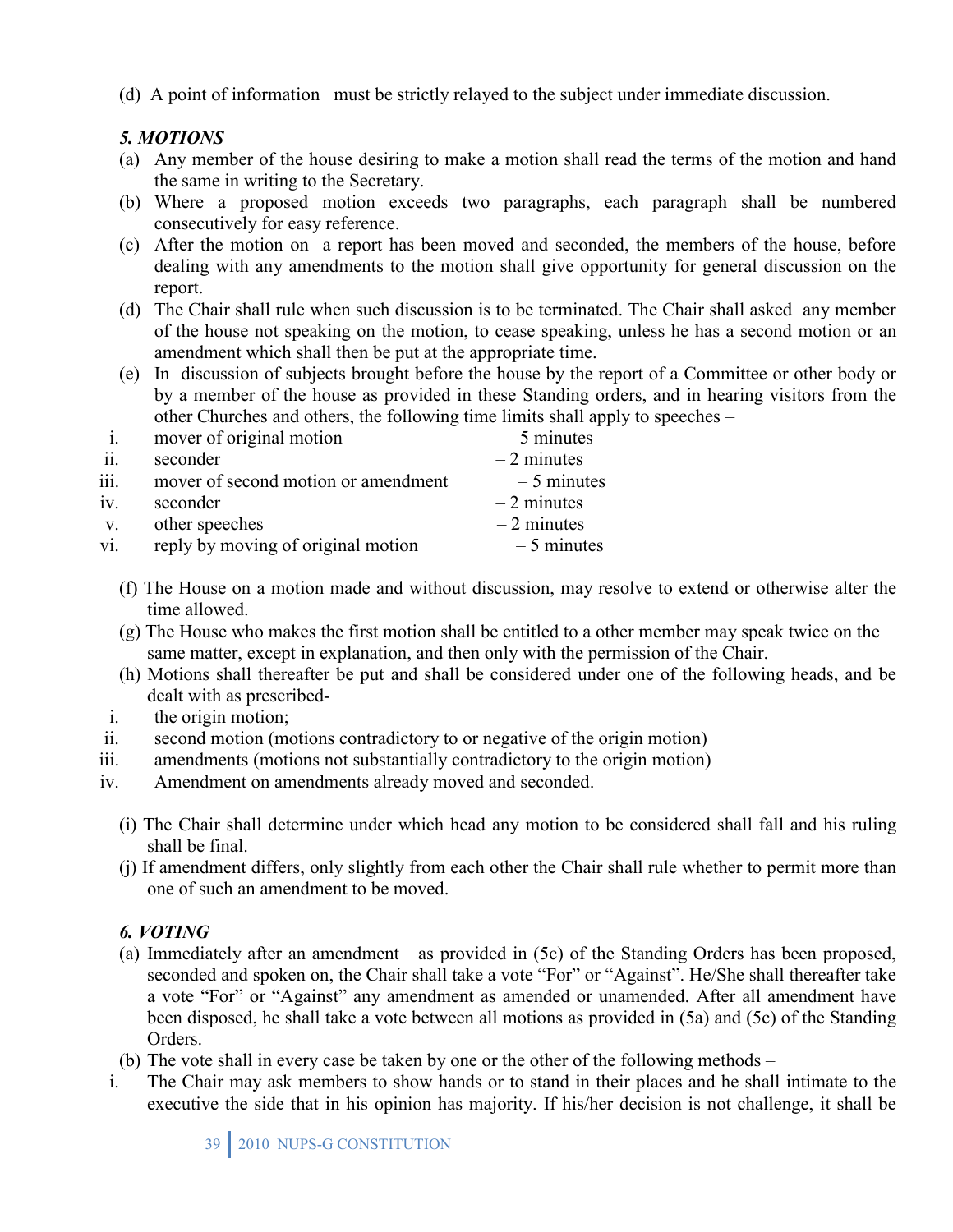(d) A point of information must be strictly relayed to the subject under immediate discussion.

***5. MOTIONS***

(a) Any member of the house desiring to make a motion shall read the terms of the motion and hand the same in writing to the Secretary.

(b) Where a proposed motion exceeds two paragraphs, each paragraph shall be numbered consecutively for easy reference.

(c) After the motion on a report has been moved and seconded, the members of the house, before dealing with any amendments to the motion shall give opportunity for general discussion on the report.

(d) The Chair shall rule when such discussion is to be terminated. The Chair shall asked any member of the house not speaking on the motion, to cease speaking, unless he has a second motion or an amendment which shall then be put at the appropriate time.

(e) In discussion of subjects brought before the house by the report of a Committee or other body or by a member of the house as provided in these Standing orders, and in hearing visitors from the other Churches and others, the following time limits shall apply to speeches –

i. mover of original motion – 5 minutes
ii. seconder – 2 minutes
iii. mover of second motion or amendment – 5 minutes
iv. seconder – 2 minutes
v. other speeches – 2 minutes
vi. reply by moving of original motion – 5 minutes

(f) The House on a motion made and without discussion, may resolve to extend or otherwise alter the time allowed.

(g) The House who makes the first motion shall be entitled to a other member may speak twice on the same matter, except in explanation, and then only with the permission of the Chair.

(h) Motions shall thereafter be put and shall be considered under one of the following heads, and be dealt with as prescribed-

i. the origin motion;
ii. second motion (motions contradictory to or negative of the origin motion)
iii. amendments (motions not substantially contradictory to the origin motion)
iv. Amendment on amendments already moved and seconded.

(i) The Chair shall determine under which head any motion to be considered shall fall and his ruling shall be final.

(j) If amendment differs, only slightly from each other the Chair shall rule whether to permit more than one of such an amendment to be moved.

***6. VOTING***

(a) Immediately after an amendment as provided in (5c) of the Standing Orders has been proposed, seconded and spoken on, the Chair shall take a vote "For" or "Against". He/She shall thereafter take a vote "For" or "Against" any amendment as amended or unamended. After all amendment have been disposed, he shall take a vote between all motions as provided in (5a) and (5c) of the Standing Orders.

(b) The vote shall in every case be taken by one or the other of the following methods –

i. The Chair may ask members to show hands or to stand in their places and he shall intimate to the executive the side that in his opinion has majority. If his/her decision is not challenge, it shall be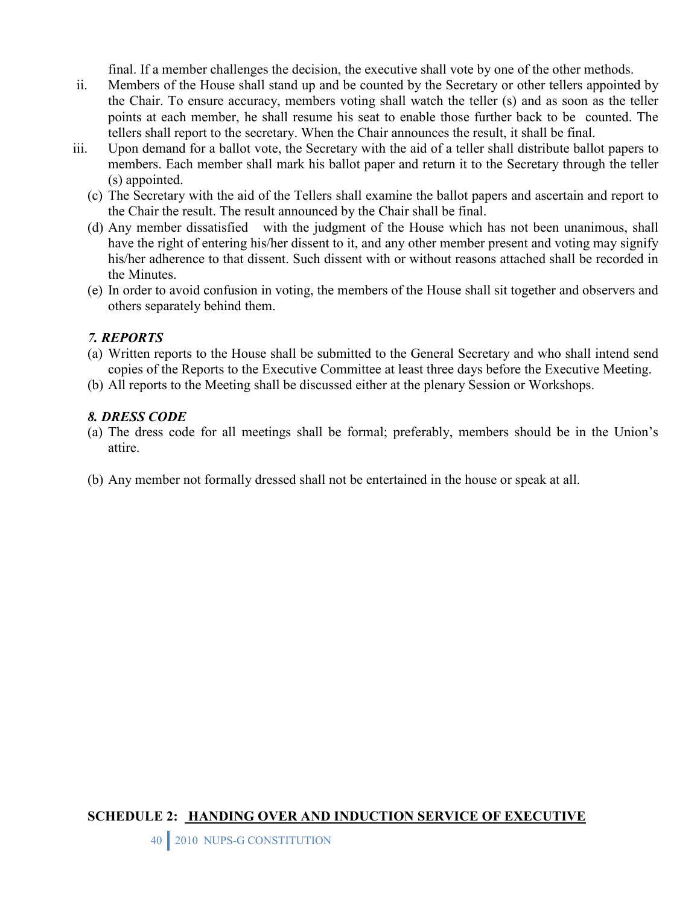final. If a member challenges the decision, the executive shall vote by one of the other methods.

ii. Members of the House shall stand up and be counted by the Secretary or other tellers appointed by the Chair. To ensure accuracy, members voting shall watch the teller (s) and as soon as the teller points at each member, he shall resume his seat to enable those further back to be counted. The tellers shall report to the secretary. When the Chair announces the result, it shall be final.

iii. Upon demand for a ballot vote, the Secretary with the aid of a teller shall distribute ballot papers to members. Each member shall mark his ballot paper and return it to the Secretary through the teller (s) appointed.

(c) The Secretary with the aid of the Tellers shall examine the ballot papers and ascertain and report to the Chair the result. The result announced by the Chair shall be final.

(d) Any member dissatisfied with the judgment of the House which has not been unanimous, shall have the right of entering his/her dissent to it, and any other member present and voting may signify his/her adherence to that dissent. Such dissent with or without reasons attached shall be recorded in the Minutes.

(e) In order to avoid confusion in voting, the members of the House shall sit together and observers and others separately behind them.

### *7. REPORTS*

(a) Written reports to the House shall be submitted to the General Secretary and who shall intend send copies of the Reports to the Executive Committee at least three days before the Executive Meeting.

(b) All reports to the Meeting shall be discussed either at the plenary Session or Workshops.

### *8. DRESS CODE*

(a) The dress code for all meetings shall be formal; preferably, members should be in the Union's attire.

(b) Any member not formally dressed shall not be entertained in the house or speak at all.

## SCHEDULE 2: <u>HANDING OVER AND INDUCTION SERVICE OF EXECUTIVE</u>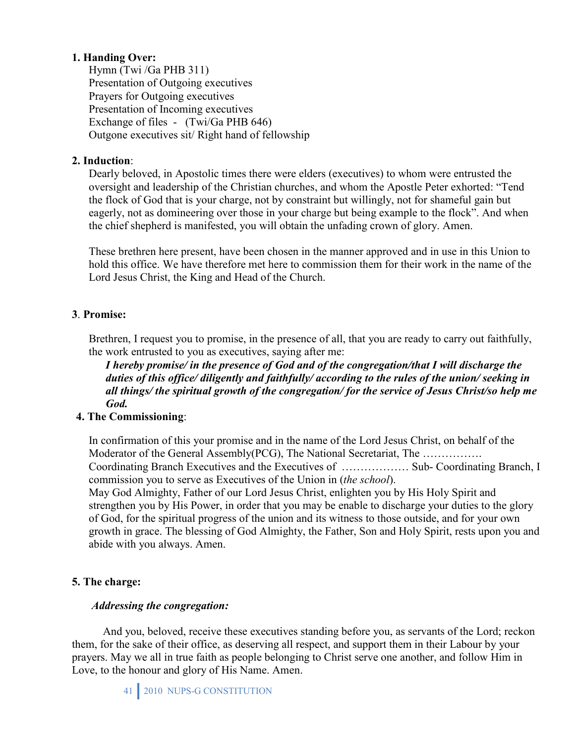**1. Handing Over:**

Hymn (Twi /Ga PHB 311)
Presentation of Outgoing executives
Prayers for Outgoing executives
Presentation of Incoming executives
Exchange of files - (Twi/Ga PHB 646)
Outgone executives sit/ Right hand of fellowship

**2. Induction**:

Dearly beloved, in Apostolic times there were elders (executives) to whom were entrusted the oversight and leadership of the Christian churches, and whom the Apostle Peter exhorted: "Tend the flock of God that is your charge, not by constraint but willingly, not for shameful gain but eagerly, not as domineering over those in your charge but being example to the flock". And when the chief shepherd is manifested, you will obtain the unfading crown of glory. Amen.

These brethren here present, have been chosen in the manner approved and in use in this Union to hold this office. We have therefore met here to commission them for their work in the name of the Lord Jesus Christ, the King and Head of the Church.

**3**. **Promise:**

Brethren, I request you to promise, in the presence of all, that you are ready to carry out faithfully, the work entrusted to you as executives, saying after me:

***I hereby promise/ in the presence of God and of the congregation/that I will discharge the duties of this office/ diligently and faithfully/ according to the rules of the union/ seeking in all things/ the spiritual growth of the congregation/ for the service of Jesus Christ/so help me God.***

**4. The Commissioning**:

In confirmation of this your promise and in the name of the Lord Jesus Christ, on behalf of the Moderator of the General Assembly(PCG), The National Secretariat, The ……………. Coordinating Branch Executives and the Executives of ……………… Sub- Coordinating Branch, I commission you to serve as Executives of the Union in (*the school*).

May God Almighty, Father of our Lord Jesus Christ, enlighten you by His Holy Spirit and strengthen you by His Power, in order that you may be enable to discharge your duties to the glory of God, for the spiritual progress of the union and its witness to those outside, and for your own growth in grace. The blessing of God Almighty, the Father, Son and Holy Spirit, rests upon you and abide with you always. Amen.

**5. The charge:**

***Addressing the congregation:***

And you, beloved, receive these executives standing before you, as servants of the Lord; reckon them, for the sake of their office, as deserving all respect, and support them in their Labour by your prayers. May we all in true faith as people belonging to Christ serve one another, and follow Him in Love, to the honour and glory of His Name. Amen.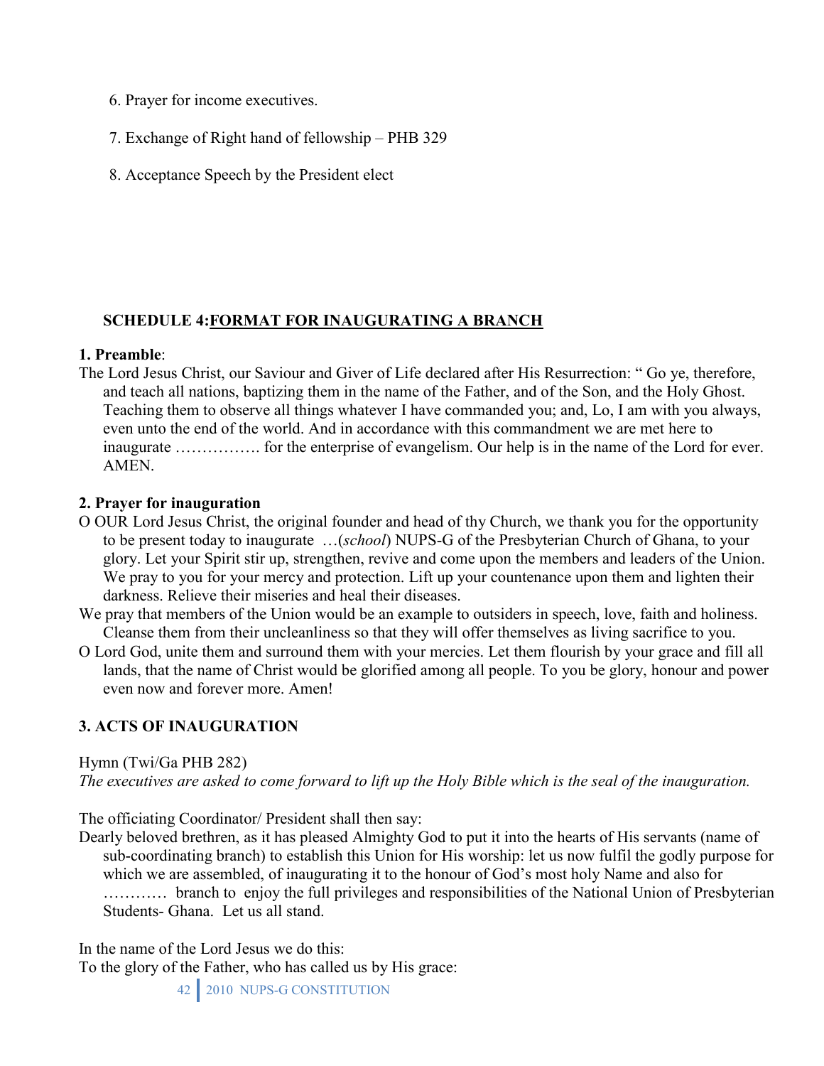6. Prayer for income executives.

7. Exchange of Right hand of fellowship – PHB 329

8. Acceptance Speech by the President elect

## SCHEDULE 4:FORMAT FOR INAUGURATING A BRANCH

**1. Preamble**:

The Lord Jesus Christ, our Saviour and Giver of Life declared after His Resurrection: " Go ye, therefore, and teach all nations, baptizing them in the name of the Father, and of the Son, and the Holy Ghost. Teaching them to observe all things whatever I have commanded you; and, Lo, I am with you always, even unto the end of the world. And in accordance with this commandment we are met here to inaugurate ……………. for the enterprise of evangelism. Our help is in the name of the Lord for ever. AMEN.

**2. Prayer for inauguration**

O OUR Lord Jesus Christ, the original founder and head of thy Church, we thank you for the opportunity to be present today to inaugurate …(*school*) NUPS-G of the Presbyterian Church of Ghana, to your glory. Let your Spirit stir up, strengthen, revive and come upon the members and leaders of the Union. We pray to you for your mercy and protection. Lift up your countenance upon them and lighten their darkness. Relieve their miseries and heal their diseases.

We pray that members of the Union would be an example to outsiders in speech, love, faith and holiness. Cleanse them from their uncleanliness so that they will offer themselves as living sacrifice to you.

O Lord God, unite them and surround them with your mercies. Let them flourish by your grace and fill all lands, that the name of Christ would be glorified among all people. To you be glory, honour and power even now and forever more. Amen!

**3. ACTS OF INAUGURATION**

Hymn (Twi/Ga PHB 282)

*The executives are asked to come forward to lift up the Holy Bible which is the seal of the inauguration.*

The officiating Coordinator/ President shall then say:

Dearly beloved brethren, as it has pleased Almighty God to put it into the hearts of His servants (name of sub-coordinating branch) to establish this Union for His worship: let us now fulfil the godly purpose for which we are assembled, of inaugurating it to the honour of God's most holy Name and also for ………… branch to enjoy the full privileges and responsibilities of the National Union of Presbyterian Students- Ghana. Let us all stand.

In the name of the Lord Jesus we do this:

To the glory of the Father, who has called us by His grace: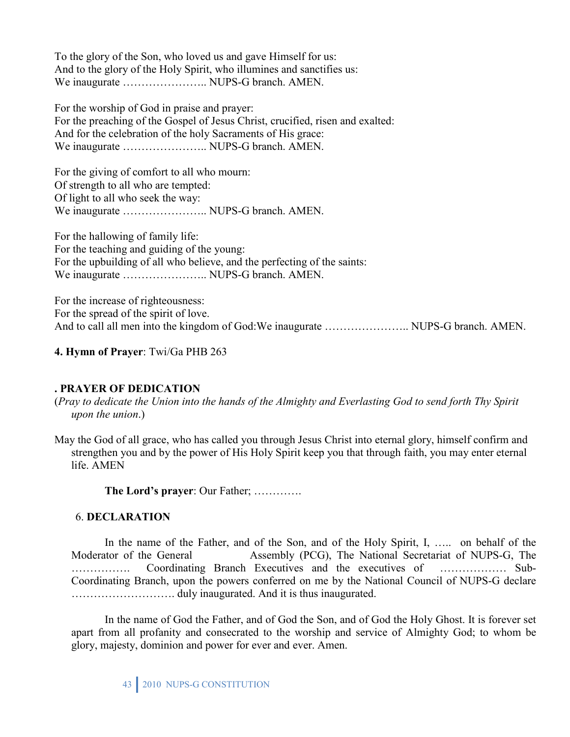To the glory of the Son, who loved us and gave Himself for us:
And to the glory of the Holy Spirit, who illumines and sanctifies us:
We inaugurate ………………….. NUPS-G branch. AMEN.

For the worship of God in praise and prayer:
For the preaching of the Gospel of Jesus Christ, crucified, risen and exalted:
And for the celebration of the holy Sacraments of His grace:
We inaugurate ………………….. NUPS-G branch. AMEN.

For the giving of comfort to all who mourn:
Of strength to all who are tempted:
Of light to all who seek the way:
We inaugurate ………………….. NUPS-G branch. AMEN.

For the hallowing of family life:
For the teaching and guiding of the young:
For the upbuilding of all who believe, and the perfecting of the saints:
We inaugurate ………………….. NUPS-G branch. AMEN.

For the increase of righteousness:
For the spread of the spirit of love.
And to call all men into the kingdom of God:We inaugurate ………………….. NUPS-G branch. AMEN.

**4. Hymn of Prayer**: Twi/Ga PHB 263

**. PRAYER OF DEDICATION**

(*Pray to dedicate the Union into the hands of the Almighty and Everlasting God to send forth Thy Spirit upon the union*.)

May the God of all grace, who has called you through Jesus Christ into eternal glory, himself confirm and strengthen you and by the power of His Holy Spirit keep you that through faith, you may enter eternal life. AMEN

**The Lord's prayer**: Our Father; ………….

6. **DECLARATION**

In the name of the Father, and of the Son, and of the Holy Spirit, I, ….. on behalf of the Moderator of the General Assembly (PCG), The National Secretariat of NUPS-G, The ……………. Coordinating Branch Executives and the executives of ……………… Sub-Coordinating Branch, upon the powers conferred on me by the National Council of NUPS-G declare ………………………. duly inaugurated. And it is thus inaugurated.

In the name of God the Father, and of God the Son, and of God the Holy Ghost. It is forever set apart from all profanity and consecrated to the worship and service of Almighty God; to whom be glory, majesty, dominion and power for ever and ever. Amen.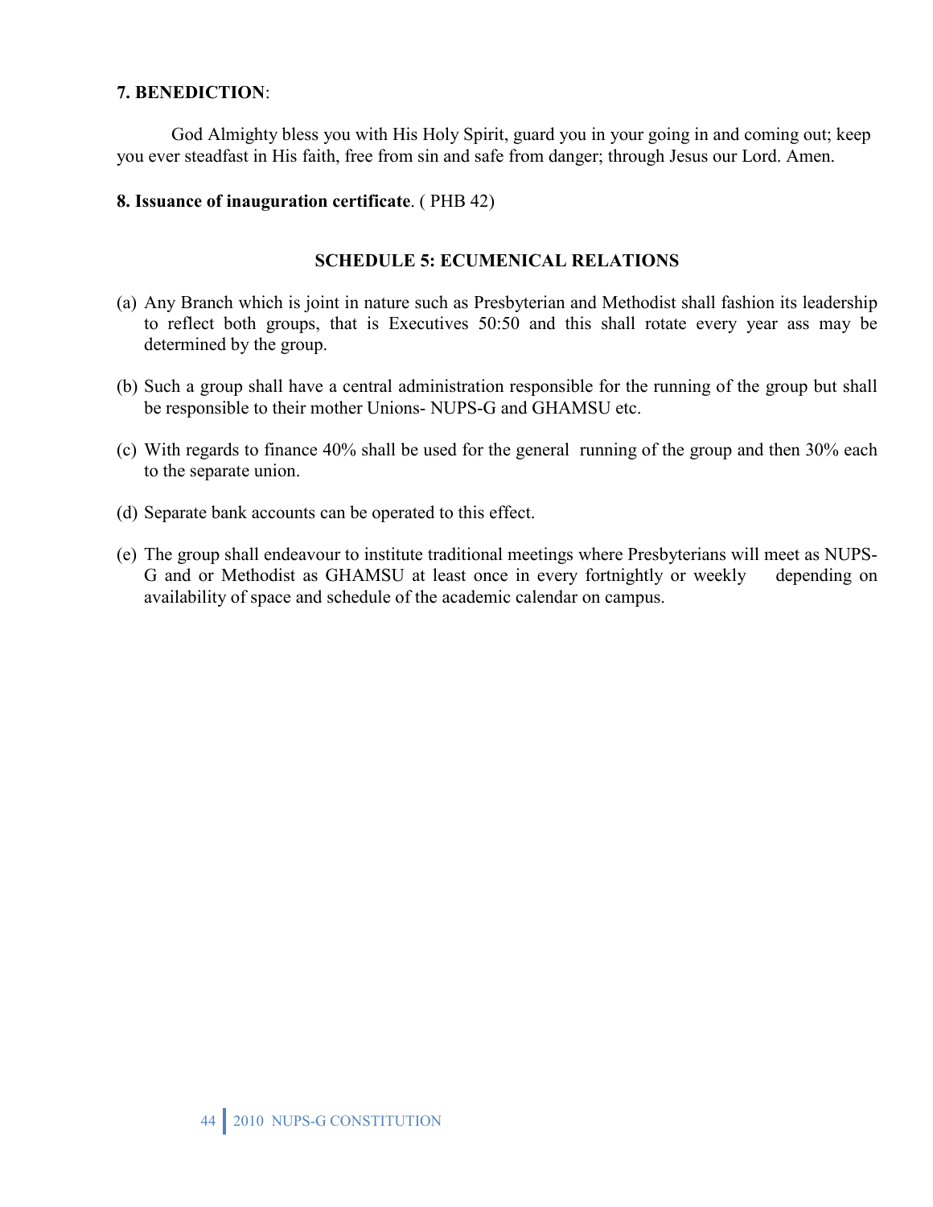**7. BENEDICTION**:

God Almighty bless you with His Holy Spirit, guard you in your going in and coming out; keep you ever steadfast in His faith, free from sin and safe from danger; through Jesus our Lord. Amen.

**8. Issuance of inauguration certificate**. ( PHB 42)

## SCHEDULE 5: ECUMENICAL RELATIONS

(a) Any Branch which is joint in nature such as Presbyterian and Methodist shall fashion its leadership to reflect both groups, that is Executives 50:50 and this shall rotate every year ass may be determined by the group.

(b) Such a group shall have a central administration responsible for the running of the group but shall be responsible to their mother Unions- NUPS-G and GHAMSU etc.

(c) With regards to finance 40% shall be used for the general running of the group and then 30% each to the separate union.

(d) Separate bank accounts can be operated to this effect.

(e) The group shall endeavour to institute traditional meetings where Presbyterians will meet as NUPS-G and or Methodist as GHAMSU at least once in every fortnightly or weekly depending on availability of space and schedule of the academic calendar on campus.